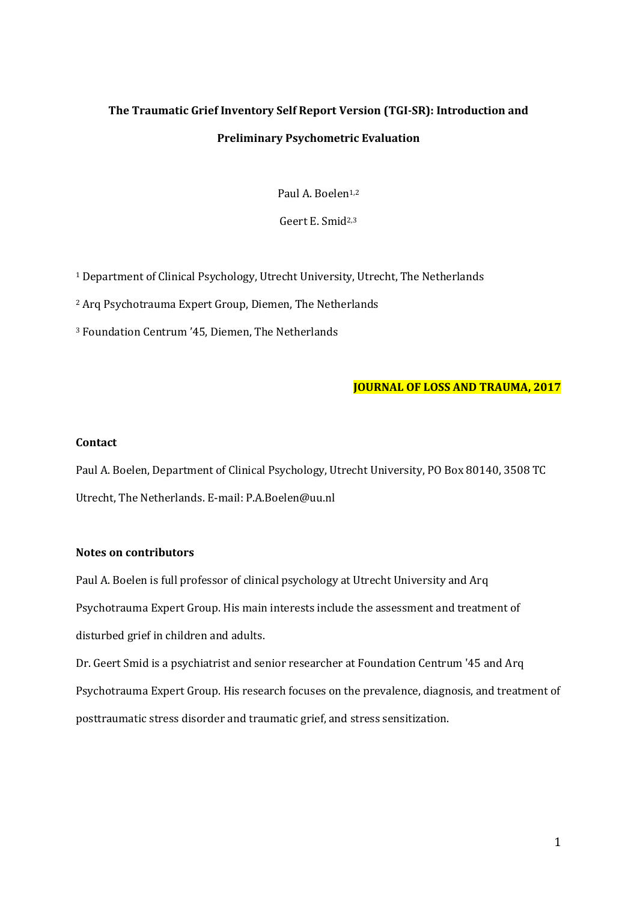# The Traumatic Grief Inventory Self Report Version (TGI-SR): Introduction and Preliminary Psychometric Evaluation

Paul A. Boelen[1,2]

Geert E. Smid[2,3]

[1] Department of Clinical Psychology, Utrecht University, Utrecht, The Netherlands

[2] Arq Psychotrauma Expert Group, Diemen, The Netherlands

[3] Foundation Centrum '45, Diemen, The Netherlands

**JOURNAL OF LOSS AND TRAUMA, 2017**

**Contact**

Paul A. Boelen, Department of Clinical Psychology, Utrecht University, PO Box 80140, 3508 TC Utrecht, The Netherlands. E-mail: P.A.Boelen@uu.nl

**Notes on contributors**

Paul A. Boelen is full professor of clinical psychology at Utrecht University and Arq Psychotrauma Expert Group. His main interests include the assessment and treatment of disturbed grief in children and adults.

Dr. Geert Smid is a psychiatrist and senior researcher at Foundation Centrum '45 and Arq Psychotrauma Expert Group. His research focuses on the prevalence, diagnosis, and treatment of posttraumatic stress disorder and traumatic grief, and stress sensitization.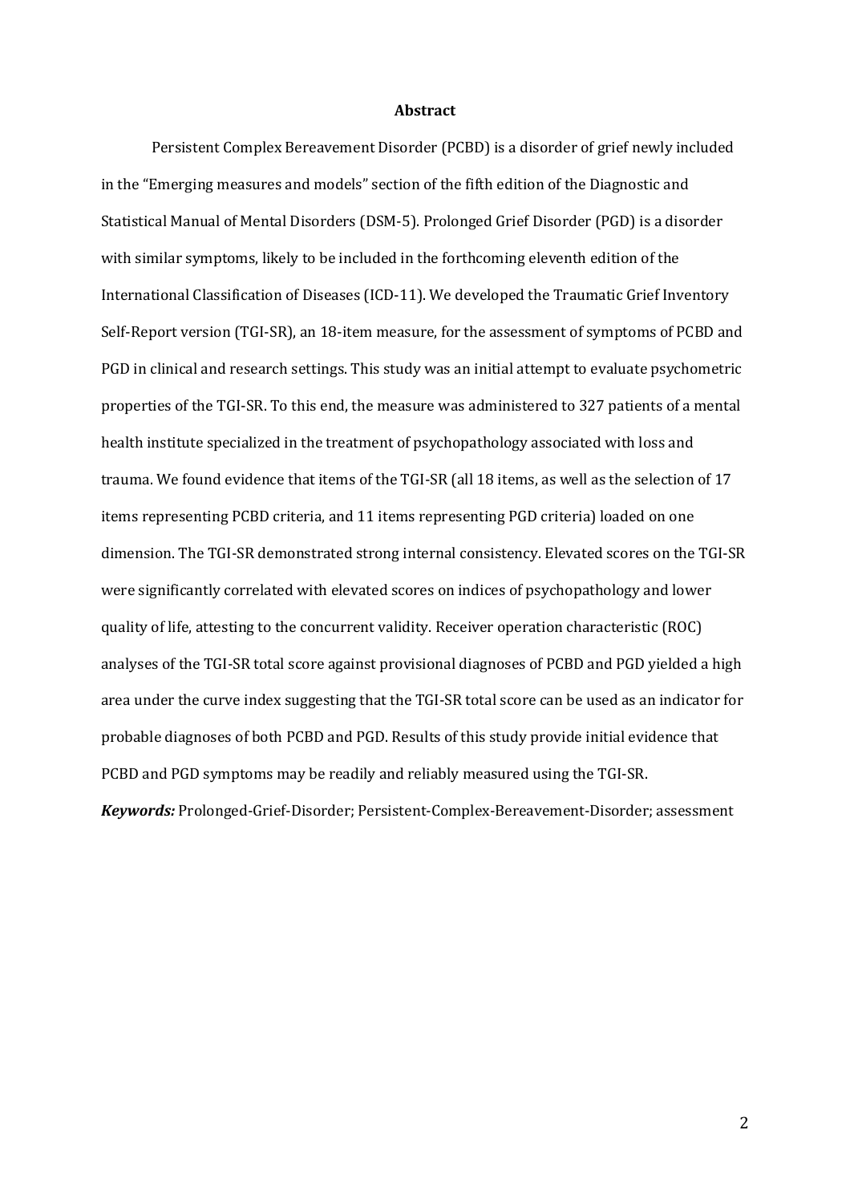# Abstract

Persistent Complex Bereavement Disorder (PCBD) is a disorder of grief newly included in the "Emerging measures and models" section of the fifth edition of the Diagnostic and Statistical Manual of Mental Disorders (DSM-5). Prolonged Grief Disorder (PGD) is a disorder with similar symptoms, likely to be included in the forthcoming eleventh edition of the International Classification of Diseases (ICD-11). We developed the Traumatic Grief Inventory Self-Report version (TGI-SR), an 18-item measure, for the assessment of symptoms of PCBD and PGD in clinical and research settings. This study was an initial attempt to evaluate psychometric properties of the TGI-SR. To this end, the measure was administered to 327 patients of a mental health institute specialized in the treatment of psychopathology associated with loss and trauma. We found evidence that items of the TGI-SR (all 18 items, as well as the selection of 17 items representing PCBD criteria, and 11 items representing PGD criteria) loaded on one dimension. The TGI-SR demonstrated strong internal consistency. Elevated scores on the TGI-SR were significantly correlated with elevated scores on indices of psychopathology and lower quality of life, attesting to the concurrent validity. Receiver operation characteristic (ROC) analyses of the TGI-SR total score against provisional diagnoses of PCBD and PGD yielded a high area under the curve index suggesting that the TGI-SR total score can be used as an indicator for probable diagnoses of both PCBD and PGD. Results of this study provide initial evidence that PCBD and PGD symptoms may be readily and reliably measured using the TGI-SR.

***Keywords:*** Prolonged-Grief-Disorder; Persistent-Complex-Bereavement-Disorder; assessment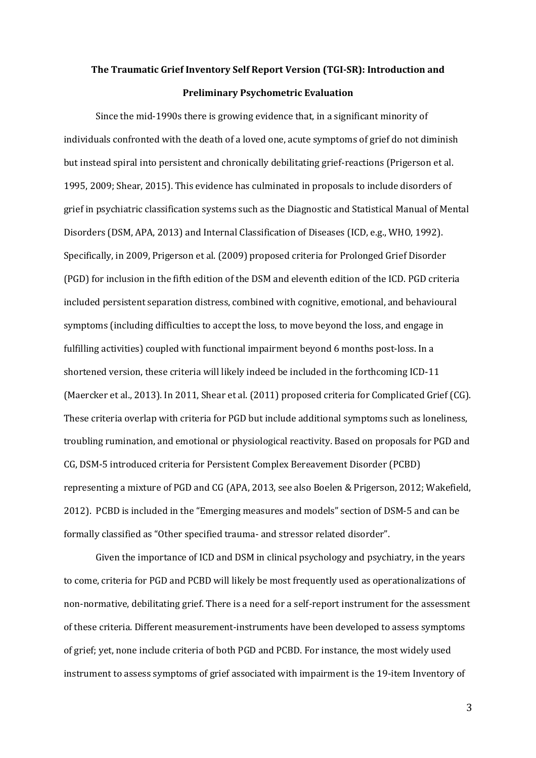# The Traumatic Grief Inventory Self Report Version (TGI-SR): Introduction and Preliminary Psychometric Evaluation

Since the mid-1990s there is growing evidence that, in a significant minority of individuals confronted with the death of a loved one, acute symptoms of grief do not diminish but instead spiral into persistent and chronically debilitating grief-reactions (Prigerson et al. 1995, 2009; Shear, 2015). This evidence has culminated in proposals to include disorders of grief in psychiatric classification systems such as the Diagnostic and Statistical Manual of Mental Disorders (DSM, APA, 2013) and Internal Classification of Diseases (ICD, e.g., WHO, 1992). Specifically, in 2009, Prigerson et al. (2009) proposed criteria for Prolonged Grief Disorder (PGD) for inclusion in the fifth edition of the DSM and eleventh edition of the ICD. PGD criteria included persistent separation distress, combined with cognitive, emotional, and behavioural symptoms (including difficulties to accept the loss, to move beyond the loss, and engage in fulfilling activities) coupled with functional impairment beyond 6 months post-loss. In a shortened version, these criteria will likely indeed be included in the forthcoming ICD-11 (Maercker et al., 2013). In 2011, Shear et al. (2011) proposed criteria for Complicated Grief (CG). These criteria overlap with criteria for PGD but include additional symptoms such as loneliness, troubling rumination, and emotional or physiological reactivity. Based on proposals for PGD and CG, DSM-5 introduced criteria for Persistent Complex Bereavement Disorder (PCBD) representing a mixture of PGD and CG (APA, 2013, see also Boelen & Prigerson, 2012; Wakefield, 2012). PCBD is included in the "Emerging measures and models" section of DSM-5 and can be formally classified as "Other specified trauma- and stressor related disorder".

Given the importance of ICD and DSM in clinical psychology and psychiatry, in the years to come, criteria for PGD and PCBD will likely be most frequently used as operationalizations of non-normative, debilitating grief. There is a need for a self-report instrument for the assessment of these criteria. Different measurement-instruments have been developed to assess symptoms of grief; yet, none include criteria of both PGD and PCBD. For instance, the most widely used instrument to assess symptoms of grief associated with impairment is the 19-item Inventory of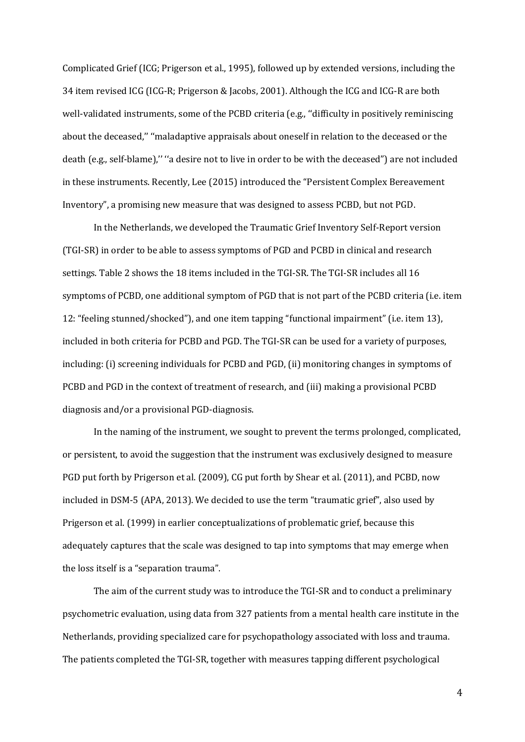Complicated Grief (ICG; Prigerson et al., 1995), followed up by extended versions, including the 34 item revised ICG (ICG-R; Prigerson & Jacobs, 2001). Although the ICG and ICG-R are both well-validated instruments, some of the PCBD criteria (e.g., ''difficulty in positively reminiscing about the deceased,'' ''maladaptive appraisals about oneself in relation to the deceased or the death (e.g., self-blame),'' ''a desire not to live in order to be with the deceased") are not included in these instruments. Recently, Lee (2015) introduced the "Persistent Complex Bereavement Inventory", a promising new measure that was designed to assess PCBD, but not PGD.

In the Netherlands, we developed the Traumatic Grief Inventory Self-Report version (TGI-SR) in order to be able to assess symptoms of PGD and PCBD in clinical and research settings. Table 2 shows the 18 items included in the TGI-SR. The TGI-SR includes all 16 symptoms of PCBD, one additional symptom of PGD that is not part of the PCBD criteria (i.e. item 12: "feeling stunned/shocked"), and one item tapping "functional impairment" (i.e. item 13), included in both criteria for PCBD and PGD. The TGI-SR can be used for a variety of purposes, including: (i) screening individuals for PCBD and PGD, (ii) monitoring changes in symptoms of PCBD and PGD in the context of treatment of research, and (iii) making a provisional PCBD diagnosis and/or a provisional PGD-diagnosis.

In the naming of the instrument, we sought to prevent the terms prolonged, complicated, or persistent, to avoid the suggestion that the instrument was exclusively designed to measure PGD put forth by Prigerson et al. (2009), CG put forth by Shear et al. (2011), and PCBD, now included in DSM-5 (APA, 2013). We decided to use the term "traumatic grief", also used by Prigerson et al. (1999) in earlier conceptualizations of problematic grief, because this adequately captures that the scale was designed to tap into symptoms that may emerge when the loss itself is a "separation trauma".

The aim of the current study was to introduce the TGI-SR and to conduct a preliminary psychometric evaluation, using data from 327 patients from a mental health care institute in the Netherlands, providing specialized care for psychopathology associated with loss and trauma. The patients completed the TGI-SR, together with measures tapping different psychological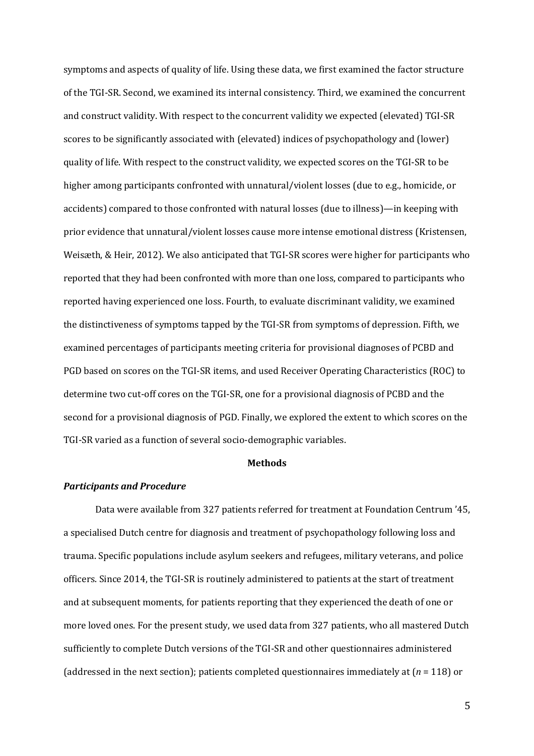symptoms and aspects of quality of life. Using these data, we first examined the factor structure of the TGI-SR. Second, we examined its internal consistency. Third, we examined the concurrent and construct validity. With respect to the concurrent validity we expected (elevated) TGI-SR scores to be significantly associated with (elevated) indices of psychopathology and (lower) quality of life. With respect to the construct validity, we expected scores on the TGI-SR to be higher among participants confronted with unnatural/violent losses (due to e.g., homicide, or accidents) compared to those confronted with natural losses (due to illness)—in keeping with prior evidence that unnatural/violent losses cause more intense emotional distress (Kristensen, Weisæth, & Heir, 2012). We also anticipated that TGI-SR scores were higher for participants who reported that they had been confronted with more than one loss, compared to participants who reported having experienced one loss. Fourth, to evaluate discriminant validity, we examined the distinctiveness of symptoms tapped by the TGI-SR from symptoms of depression. Fifth, we examined percentages of participants meeting criteria for provisional diagnoses of PCBD and PGD based on scores on the TGI-SR items, and used Receiver Operating Characteristics (ROC) to determine two cut-off cores on the TGI-SR, one for a provisional diagnosis of PCBD and the second for a provisional diagnosis of PGD. Finally, we explored the extent to which scores on the TGI-SR varied as a function of several socio-demographic variables.

## Methods

### *Participants and Procedure*

Data were available from 327 patients referred for treatment at Foundation Centrum '45, a specialised Dutch centre for diagnosis and treatment of psychopathology following loss and trauma. Specific populations include asylum seekers and refugees, military veterans, and police officers. Since 2014, the TGI-SR is routinely administered to patients at the start of treatment and at subsequent moments, for patients reporting that they experienced the death of one or more loved ones. For the present study, we used data from 327 patients, who all mastered Dutch sufficiently to complete Dutch versions of the TGI-SR and other questionnaires administered (addressed in the next section); patients completed questionnaires immediately at ($n$ = 118) or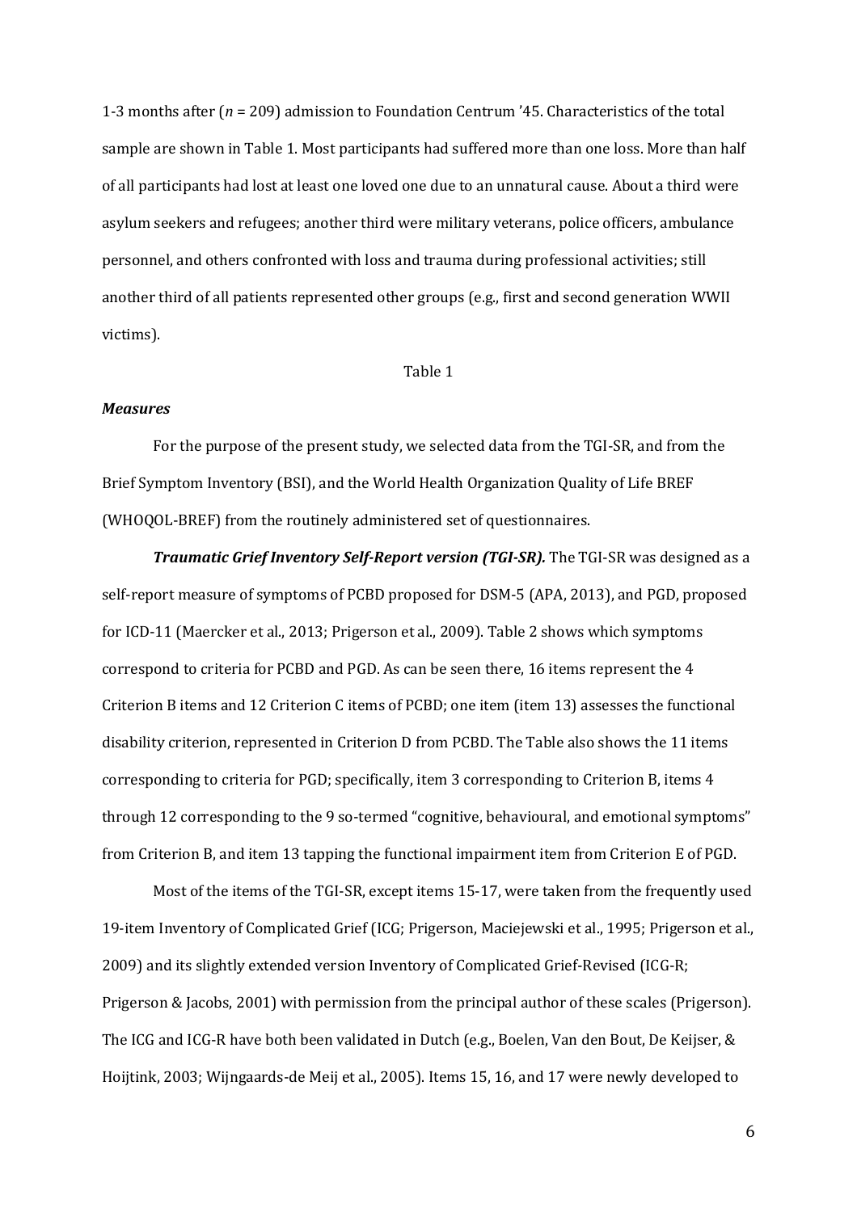1-3 months after (*n* = 209) admission to Foundation Centrum '45. Characteristics of the total sample are shown in Table 1. Most participants had suffered more than one loss. More than half of all participants had lost at least one loved one due to an unnatural cause. About a third were asylum seekers and refugees; another third were military veterans, police officers, ambulance personnel, and others confronted with loss and trauma during professional activities; still another third of all patients represented other groups (e.g., first and second generation WWII victims).

Table 1

### *Measures*

For the purpose of the present study, we selected data from the TGI-SR, and from the Brief Symptom Inventory (BSI), and the World Health Organization Quality of Life BREF (WHOQOL-BREF) from the routinely administered set of questionnaires.

***Traumatic Grief Inventory Self-Report version (TGI-SR).*** The TGI-SR was designed as a self-report measure of symptoms of PCBD proposed for DSM-5 (APA, 2013), and PGD, proposed for ICD-11 (Maercker et al., 2013; Prigerson et al., 2009). Table 2 shows which symptoms correspond to criteria for PCBD and PGD. As can be seen there, 16 items represent the 4 Criterion B items and 12 Criterion C items of PCBD; one item (item 13) assesses the functional disability criterion, represented in Criterion D from PCBD. The Table also shows the 11 items corresponding to criteria for PGD; specifically, item 3 corresponding to Criterion B, items 4 through 12 corresponding to the 9 so-termed "cognitive, behavioural, and emotional symptoms" from Criterion B, and item 13 tapping the functional impairment item from Criterion E of PGD.

Most of the items of the TGI-SR, except items 15-17, were taken from the frequently used 19-item Inventory of Complicated Grief (ICG; Prigerson, Maciejewski et al., 1995; Prigerson et al., 2009) and its slightly extended version Inventory of Complicated Grief-Revised (ICG-R; Prigerson & Jacobs, 2001) with permission from the principal author of these scales (Prigerson). The ICG and ICG-R have both been validated in Dutch (e.g., Boelen, Van den Bout, De Keijser, & Hoijtink, 2003; Wijngaards-de Meij et al., 2005). Items 15, 16, and 17 were newly developed to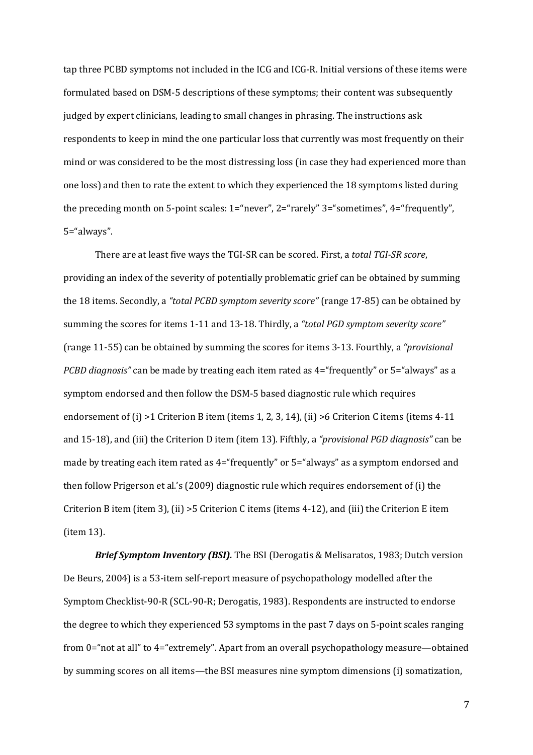tap three PCBD symptoms not included in the ICG and ICG-R. Initial versions of these items were formulated based on DSM-5 descriptions of these symptoms; their content was subsequently judged by expert clinicians, leading to small changes in phrasing. The instructions ask respondents to keep in mind the one particular loss that currently was most frequently on their mind or was considered to be the most distressing loss (in case they had experienced more than one loss) and then to rate the extent to which they experienced the 18 symptoms listed during the preceding month on 5-point scales: 1="never", 2="rarely" 3="sometimes", 4="frequently", 5="always".

There are at least five ways the TGI-SR can be scored. First, a *total TGI-SR score*, providing an index of the severity of potentially problematic grief can be obtained by summing the 18 items. Secondly, a *"total PCBD symptom severity score"* (range 17-85) can be obtained by summing the scores for items 1-11 and 13-18. Thirdly, a *"total PGD symptom severity score"* (range 11-55) can be obtained by summing the scores for items 3-13. Fourthly, a *"provisional PCBD diagnosis"* can be made by treating each item rated as 4="frequently" or 5="always" as a symptom endorsed and then follow the DSM-5 based diagnostic rule which requires endorsement of (i) >1 Criterion B item (items 1, 2, 3, 14), (ii) >6 Criterion C items (items 4-11 and 15-18), and (iii) the Criterion D item (item 13). Fifthly, a *"provisional PGD diagnosis"* can be made by treating each item rated as 4="frequently" or 5="always" as a symptom endorsed and then follow Prigerson et al.'s (2009) diagnostic rule which requires endorsement of (i) the Criterion B item (item 3), (ii) >5 Criterion C items (items 4-12), and (iii) the Criterion E item (item 13).

***Brief Symptom Inventory (BSI).*** The BSI (Derogatis & Melisaratos, 1983; Dutch version De Beurs, 2004) is a 53-item self-report measure of psychopathology modelled after the Symptom Checklist-90-R (SCL-90-R; Derogatis, 1983). Respondents are instructed to endorse the degree to which they experienced 53 symptoms in the past 7 days on 5-point scales ranging from 0="not at all" to 4="extremely". Apart from an overall psychopathology measure—obtained by summing scores on all items—the BSI measures nine symptom dimensions (i) somatization,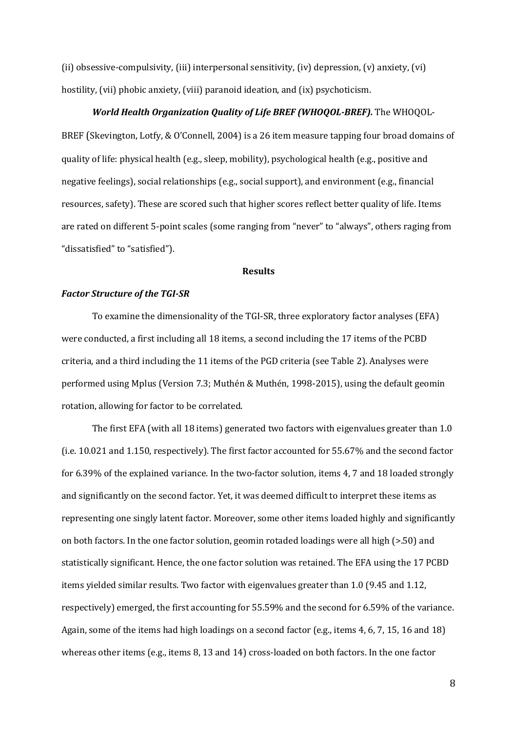(ii) obsessive-compulsivity, (iii) interpersonal sensitivity, (iv) depression, (v) anxiety, (vi) hostility, (vii) phobic anxiety, (viii) paranoid ideation, and (ix) psychoticism.

***World Health Organization Quality of Life BREF (WHOQOL-BREF).*** The WHOQOL-BREF (Skevington, Lotfy, & O'Connell, 2004) is a 26 item measure tapping four broad domains of quality of life: physical health (e.g., sleep, mobility), psychological health (e.g., positive and negative feelings), social relationships (e.g., social support), and environment (e.g., financial resources, safety). These are scored such that higher scores reflect better quality of life. Items are rated on different 5-point scales (some ranging from "never" to "always", others raging from "dissatisfied" to "satisfied").

## Results

### *Factor Structure of the TGI-SR*

To examine the dimensionality of the TGI-SR, three exploratory factor analyses (EFA) were conducted, a first including all 18 items, a second including the 17 items of the PCBD criteria, and a third including the 11 items of the PGD criteria (see Table 2). Analyses were performed using Mplus (Version 7.3; Muthén & Muthén, 1998-2015), using the default geomin rotation, allowing for factor to be correlated.

The first EFA (with all 18 items) generated two factors with eigenvalues greater than 1.0 (i.e. 10.021 and 1.150, respectively). The first factor accounted for 55.67% and the second factor for 6.39% of the explained variance. In the two-factor solution, items 4, 7 and 18 loaded strongly and significantly on the second factor. Yet, it was deemed difficult to interpret these items as representing one singly latent factor. Moreover, some other items loaded highly and significantly on both factors. In the one factor solution, geomin rotaded loadings were all high (>.50) and statistically significant. Hence, the one factor solution was retained. The EFA using the 17 PCBD items yielded similar results. Two factor with eigenvalues greater than 1.0 (9.45 and 1.12, respectively) emerged, the first accounting for 55.59% and the second for 6.59% of the variance. Again, some of the items had high loadings on a second factor (e.g., items 4, 6, 7, 15, 16 and 18) whereas other items (e.g., items 8, 13 and 14) cross-loaded on both factors. In the one factor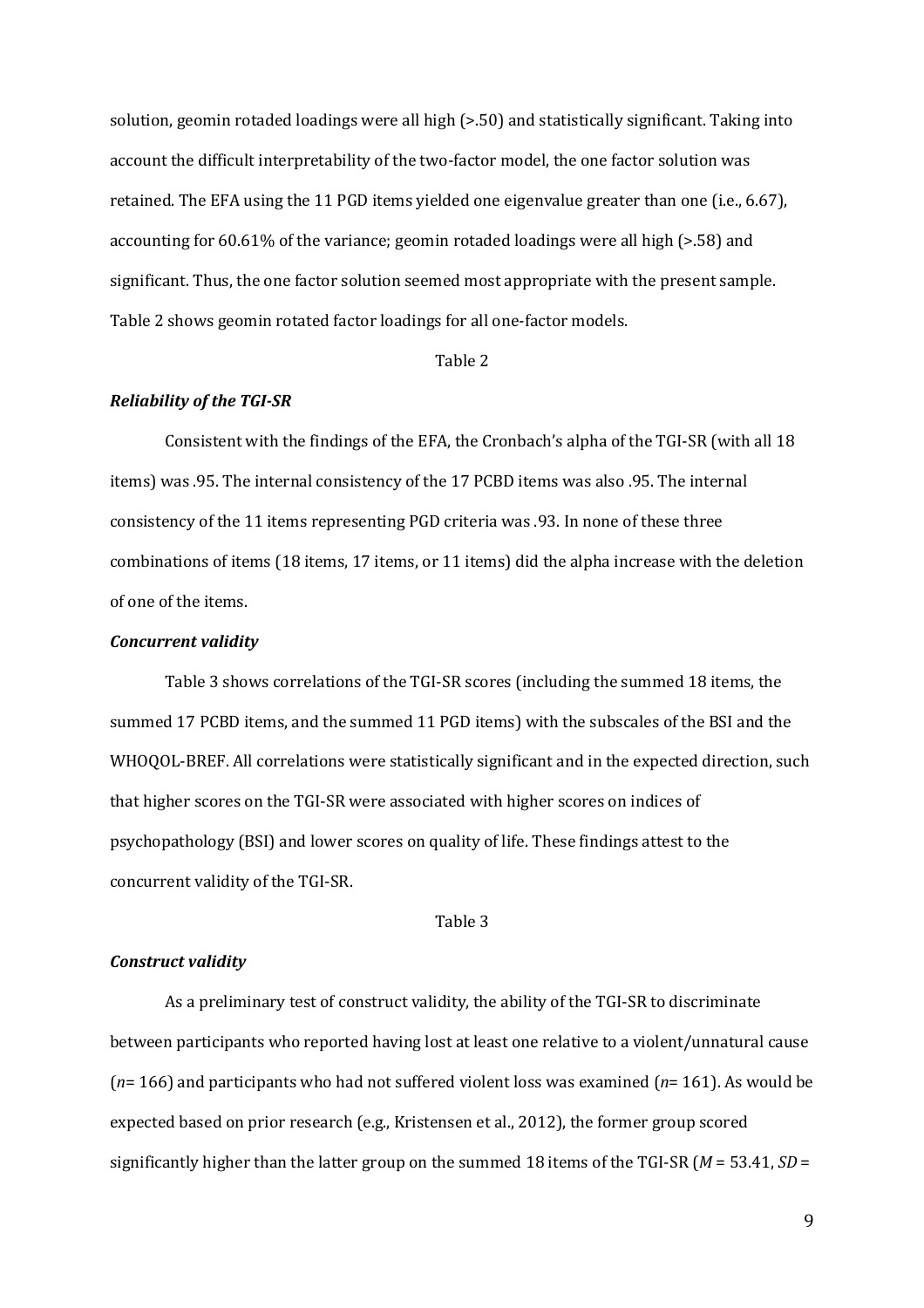solution, geomin rotaded loadings were all high (>.50) and statistically significant. Taking into account the difficult interpretability of the two-factor model, the one factor solution was retained. The EFA using the 11 PGD items yielded one eigenvalue greater than one (i.e., 6.67), accounting for 60.61% of the variance; geomin rotaded loadings were all high (>.58) and significant. Thus, the one factor solution seemed most appropriate with the present sample. Table 2 shows geomin rotated factor loadings for all one-factor models.

Table 2

### *Reliability of the TGI-SR*

Consistent with the findings of the EFA, the Cronbach's alpha of the TGI-SR (with all 18 items) was .95. The internal consistency of the 17 PCBD items was also .95. The internal consistency of the 11 items representing PGD criteria was .93. In none of these three combinations of items (18 items, 17 items, or 11 items) did the alpha increase with the deletion of one of the items.

### *Concurrent validity*

Table 3 shows correlations of the TGI-SR scores (including the summed 18 items, the summed 17 PCBD items, and the summed 11 PGD items) with the subscales of the BSI and the WHOQOL-BREF. All correlations were statistically significant and in the expected direction, such that higher scores on the TGI-SR were associated with higher scores on indices of psychopathology (BSI) and lower scores on quality of life. These findings attest to the concurrent validity of the TGI-SR.

Table 3

### *Construct validity*

As a preliminary test of construct validity, the ability of the TGI-SR to discriminate between participants who reported having lost at least one relative to a violent/unnatural cause ($n$= 166) and participants who had not suffered violent loss was examined ($n$= 161). As would be expected based on prior research (e.g., Kristensen et al., 2012), the former group scored significantly higher than the latter group on the summed 18 items of the TGI-SR ($M$ = 53.41, $SD$ =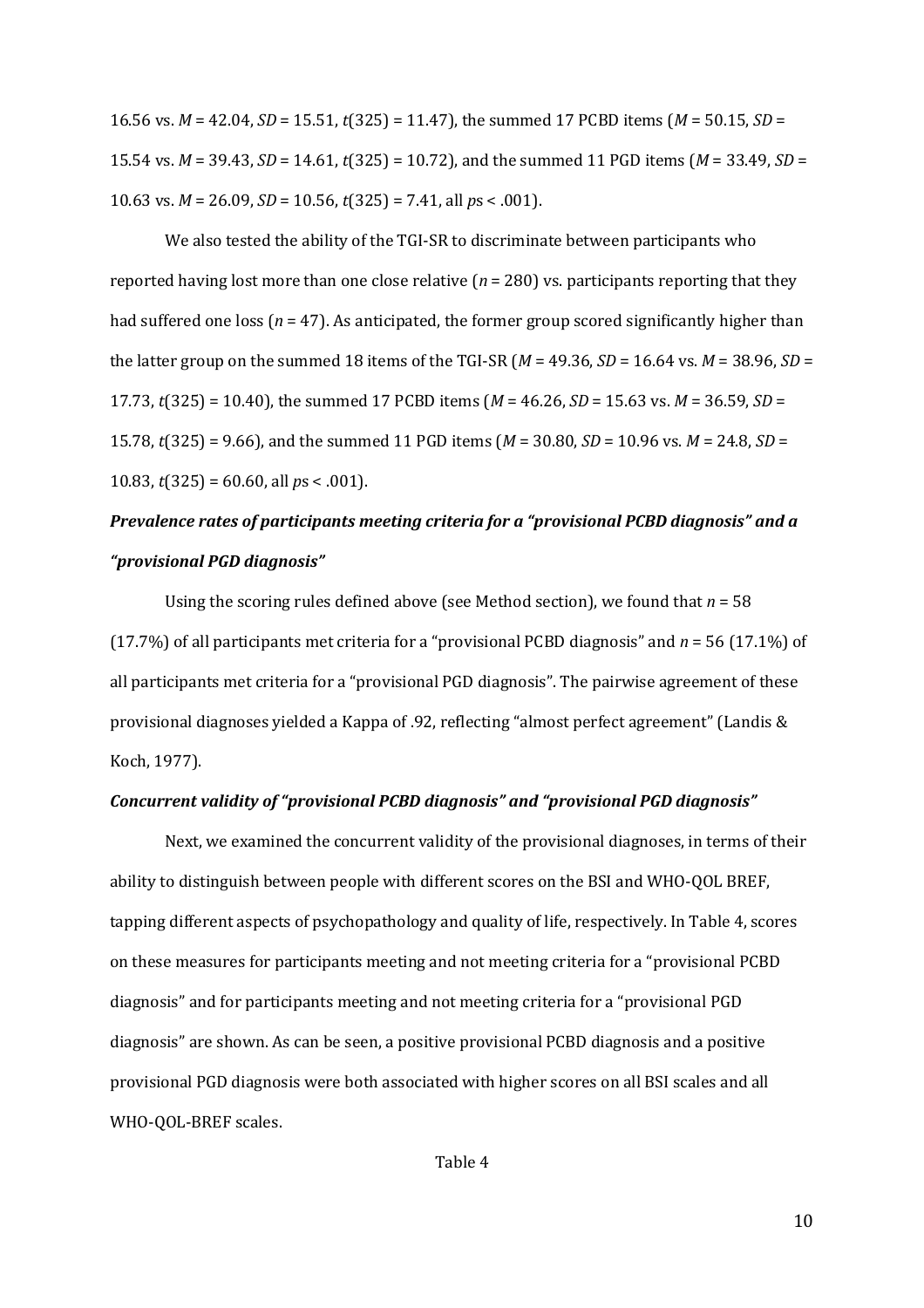16.56 vs. $M$ = 42.04, $SD$ = 15.51, $t(325)$ = 11.47), the summed 17 PCBD items ($M$ = 50.15, $SD$ = 15.54 vs. $M$ = 39.43, $SD$ = 14.61, $t(325)$ = 10.72), and the summed 11 PGD items ($M$ = 33.49, $SD$ = 10.63 vs. $M$ = 26.09, $SD$ = 10.56, $t(325)$ = 7.41, all $p$s < .001).

We also tested the ability of the TGI-SR to discriminate between participants who reported having lost more than one close relative ($n$ = 280) vs. participants reporting that they had suffered one loss ($n$ = 47). As anticipated, the former group scored significantly higher than the latter group on the summed 18 items of the TGI-SR ($M$ = 49.36, $SD$ = 16.64 vs. $M$ = 38.96, $SD$ = 17.73, $t(325)$ = 10.40), the summed 17 PCBD items ($M$ = 46.26, $SD$ = 15.63 vs. $M$ = 36.59, $SD$ = 15.78, $t(325)$ = 9.66), and the summed 11 PGD items ($M$ = 30.80, $SD$ = 10.96 vs. $M$ = 24.8, $SD$ = 10.83, $t(325)$ = 60.60, all $p$s < .001).

### *Prevalence rates of participants meeting criteria for a "provisional PCBD diagnosis" and a "provisional PGD diagnosis"*

Using the scoring rules defined above (see Method section), we found that $n$ = 58 (17.7%) of all participants met criteria for a "provisional PCBD diagnosis" and $n$ = 56 (17.1%) of all participants met criteria for a "provisional PGD diagnosis". The pairwise agreement of these provisional diagnoses yielded a Kappa of .92, reflecting "almost perfect agreement" (Landis & Koch, 1977).

### *Concurrent validity of "provisional PCBD diagnosis" and "provisional PGD diagnosis"*

Next, we examined the concurrent validity of the provisional diagnoses, in terms of their ability to distinguish between people with different scores on the BSI and WHO-QOL BREF, tapping different aspects of psychopathology and quality of life, respectively. In Table 4, scores on these measures for participants meeting and not meeting criteria for a "provisional PCBD diagnosis" and for participants meeting and not meeting criteria for a "provisional PGD diagnosis" are shown. As can be seen, a positive provisional PCBD diagnosis and a positive provisional PGD diagnosis were both associated with higher scores on all BSI scales and all WHO-QOL-BREF scales.

Table 4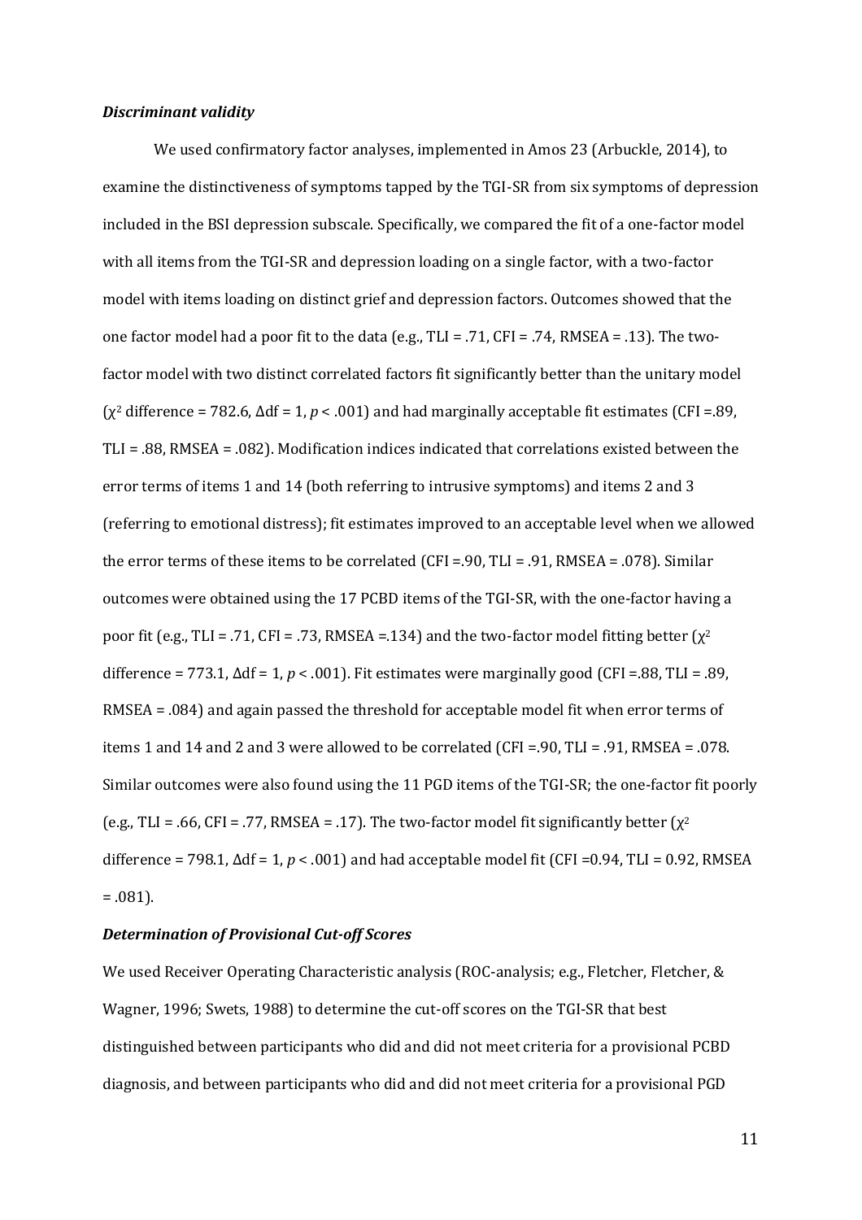### *Discriminant validity*

We used confirmatory factor analyses, implemented in Amos 23 (Arbuckle, 2014), to examine the distinctiveness of symptoms tapped by the TGI-SR from six symptoms of depression included in the BSI depression subscale. Specifically, we compared the fit of a one-factor model with all items from the TGI-SR and depression loading on a single factor, with a two-factor model with items loading on distinct grief and depression factors. Outcomes showed that the one factor model had a poor fit to the data (e.g., TLI = .71, CFI = .74, RMSEA = .13). The two-factor model with two distinct correlated factors fit significantly better than the unitary model ($\chi^2$ difference = 782.6, $\Delta$df = 1, $p < .001$) and had marginally acceptable fit estimates (CFI =.89, TLI = .88, RMSEA = .082). Modification indices indicated that correlations existed between the error terms of items 1 and 14 (both referring to intrusive symptoms) and items 2 and 3 (referring to emotional distress); fit estimates improved to an acceptable level when we allowed the error terms of these items to be correlated (CFI =.90, TLI = .91, RMSEA = .078). Similar outcomes were obtained using the 17 PCBD items of the TGI-SR, with the one-factor having a poor fit (e.g., TLI = .71, CFI = .73, RMSEA =.134) and the two-factor model fitting better ($\chi^2$ difference = 773.1, $\Delta$df = 1, $p < .001$). Fit estimates were marginally good (CFI =.88, TLI = .89, RMSEA = .084) and again passed the threshold for acceptable model fit when error terms of items 1 and 14 and 2 and 3 were allowed to be correlated (CFI =.90, TLI = .91, RMSEA = .078. Similar outcomes were also found using the 11 PGD items of the TGI-SR; the one-factor fit poorly (e.g., TLI = .66, CFI = .77, RMSEA = .17). The two-factor model fit significantly better ($\chi^2$ difference = 798.1, $\Delta$df = 1, $p < .001$) and had acceptable model fit (CFI =0.94, TLI = 0.92, RMSEA = .081).

### *Determination of Provisional Cut-off Scores*

We used Receiver Operating Characteristic analysis (ROC-analysis; e.g., Fletcher, Fletcher, & Wagner, 1996; Swets, 1988) to determine the cut-off scores on the TGI-SR that best distinguished between participants who did and did not meet criteria for a provisional PCBD diagnosis, and between participants who did and did not meet criteria for a provisional PGD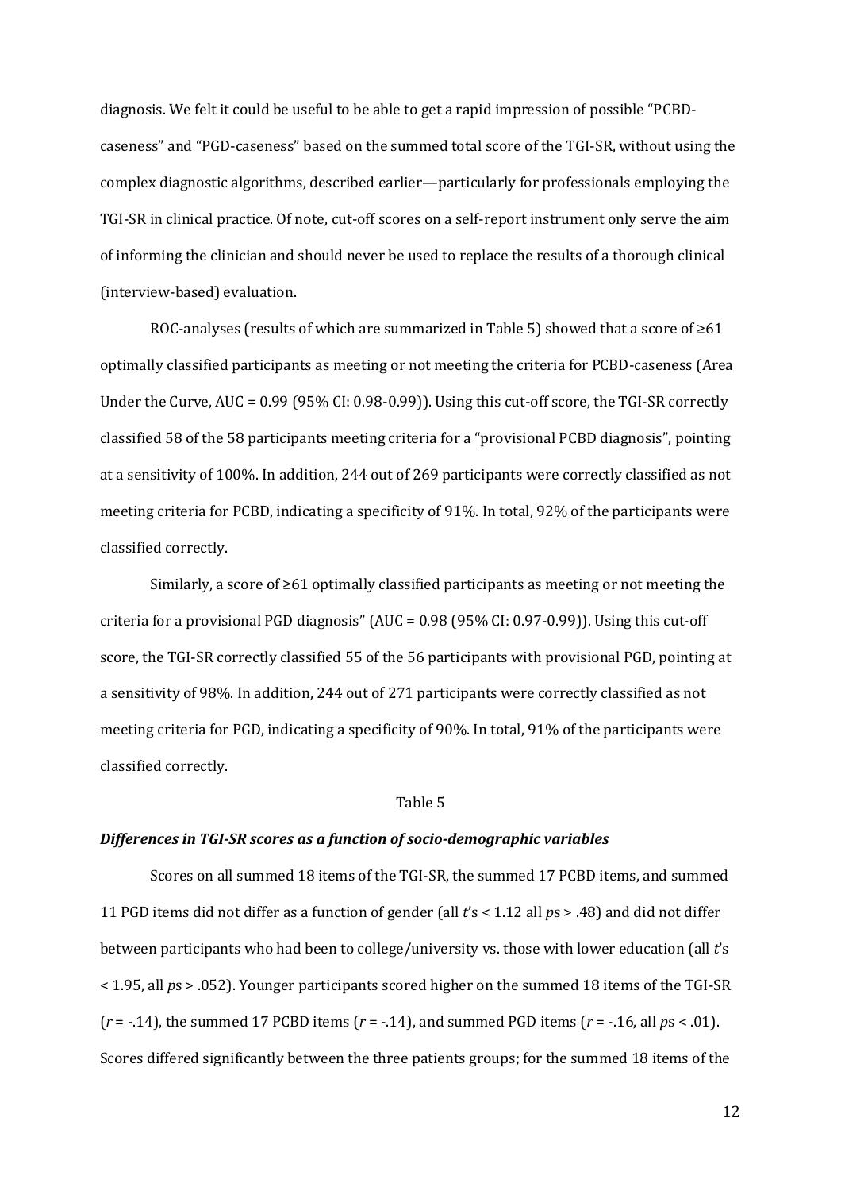diagnosis. We felt it could be useful to be able to get a rapid impression of possible "PCBD-caseness" and "PGD-caseness" based on the summed total score of the TGI-SR, without using the complex diagnostic algorithms, described earlier—particularly for professionals employing the TGI-SR in clinical practice. Of note, cut-off scores on a self-report instrument only serve the aim of informing the clinician and should never be used to replace the results of a thorough clinical (interview-based) evaluation.

ROC-analyses (results of which are summarized in Table 5) showed that a score of ≥61 optimally classified participants as meeting or not meeting the criteria for PCBD-caseness (Area Under the Curve, AUC = 0.99 (95% CI: 0.98-0.99)). Using this cut-off score, the TGI-SR correctly classified 58 of the 58 participants meeting criteria for a "provisional PCBD diagnosis", pointing at a sensitivity of 100%. In addition, 244 out of 269 participants were correctly classified as not meeting criteria for PCBD, indicating a specificity of 91%. In total, 92% of the participants were classified correctly.

Similarly, a score of ≥61 optimally classified participants as meeting or not meeting the criteria for a provisional PGD diagnosis" (AUC = 0.98 (95% CI: 0.97-0.99)). Using this cut-off score, the TGI-SR correctly classified 55 of the 56 participants with provisional PGD, pointing at a sensitivity of 98%. In addition, 244 out of 271 participants were correctly classified as not meeting criteria for PGD, indicating a specificity of 90%. In total, 91% of the participants were classified correctly.

Table 5

### *Differences in TGI-SR scores as a function of socio-demographic variables*

Scores on all summed 18 items of the TGI-SR, the summed 17 PCBD items, and summed 11 PGD items did not differ as a function of gender (all $t$'s < 1.12 all $p$s > .48) and did not differ between participants who had been to college/university vs. those with lower education (all $t$'s < 1.95, all $p$s > .052). Younger participants scored higher on the summed 18 items of the TGI-SR ($r$ = -.14), the summed 17 PCBD items ($r$ = -.14), and summed PGD items ($r$ = -.16, all $p$s < .01). Scores differed significantly between the three patients groups; for the summed 18 items of the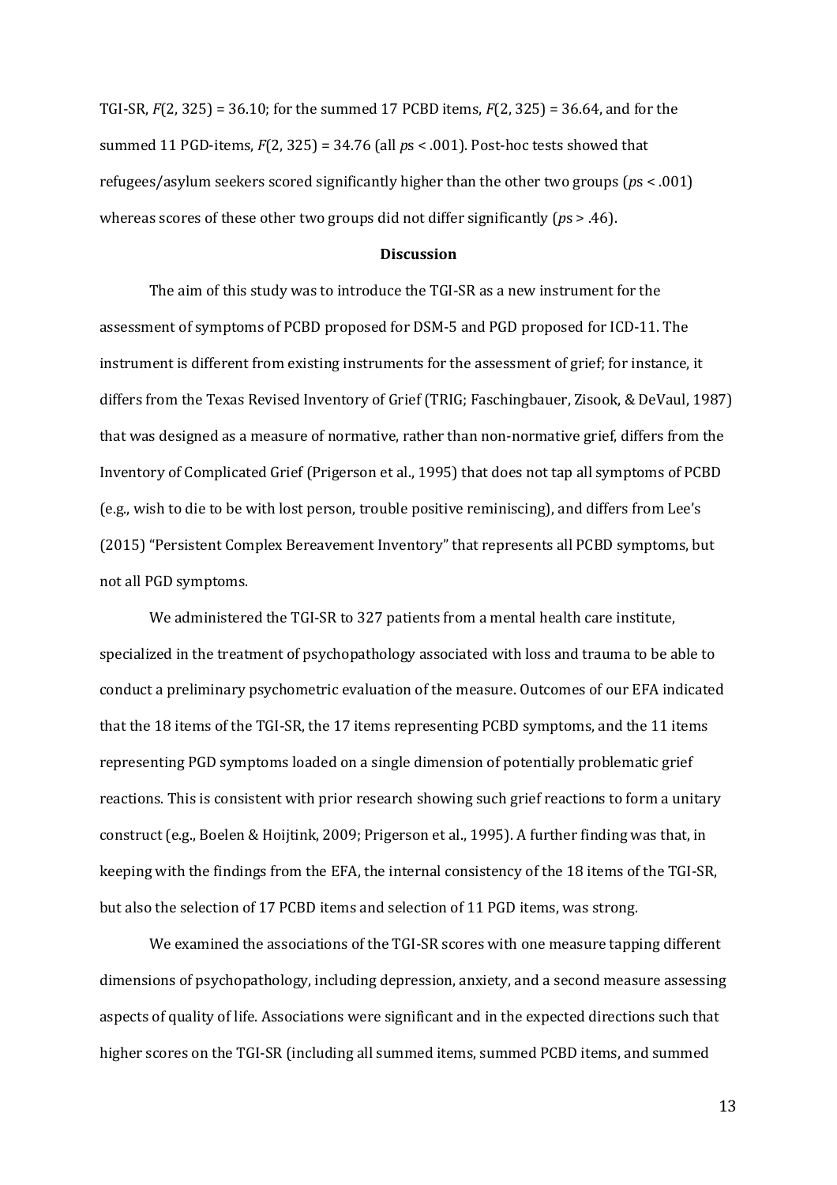TGI-SR, $F(2, 325) = 36.10$; for the summed 17 PCBD items, $F(2, 325) = 36.64$, and for the summed 11 PGD-items, $F(2, 325) = 34.76$ (all $p$s < .001). Post-hoc tests showed that refugees/asylum seekers scored significantly higher than the other two groups ($p$s < .001) whereas scores of these other two groups did not differ significantly ($p$s > .46).

## Discussion

The aim of this study was to introduce the TGI-SR as a new instrument for the assessment of symptoms of PCBD proposed for DSM-5 and PGD proposed for ICD-11. The instrument is different from existing instruments for the assessment of grief; for instance, it differs from the Texas Revised Inventory of Grief (TRIG; Faschingbauer, Zisook, & DeVaul, 1987) that was designed as a measure of normative, rather than non-normative grief, differs from the Inventory of Complicated Grief (Prigerson et al., 1995) that does not tap all symptoms of PCBD (e.g., wish to die to be with lost person, trouble positive reminiscing), and differs from Lee's (2015) "Persistent Complex Bereavement Inventory" that represents all PCBD symptoms, but not all PGD symptoms.

We administered the TGI-SR to 327 patients from a mental health care institute, specialized in the treatment of psychopathology associated with loss and trauma to be able to conduct a preliminary psychometric evaluation of the measure. Outcomes of our EFA indicated that the 18 items of the TGI-SR, the 17 items representing PCBD symptoms, and the 11 items representing PGD symptoms loaded on a single dimension of potentially problematic grief reactions. This is consistent with prior research showing such grief reactions to form a unitary construct (e.g., Boelen & Hoijtink, 2009; Prigerson et al., 1995). A further finding was that, in keeping with the findings from the EFA, the internal consistency of the 18 items of the TGI-SR, but also the selection of 17 PCBD items and selection of 11 PGD items, was strong.

We examined the associations of the TGI-SR scores with one measure tapping different dimensions of psychopathology, including depression, anxiety, and a second measure assessing aspects of quality of life. Associations were significant and in the expected directions such that higher scores on the TGI-SR (including all summed items, summed PCBD items, and summed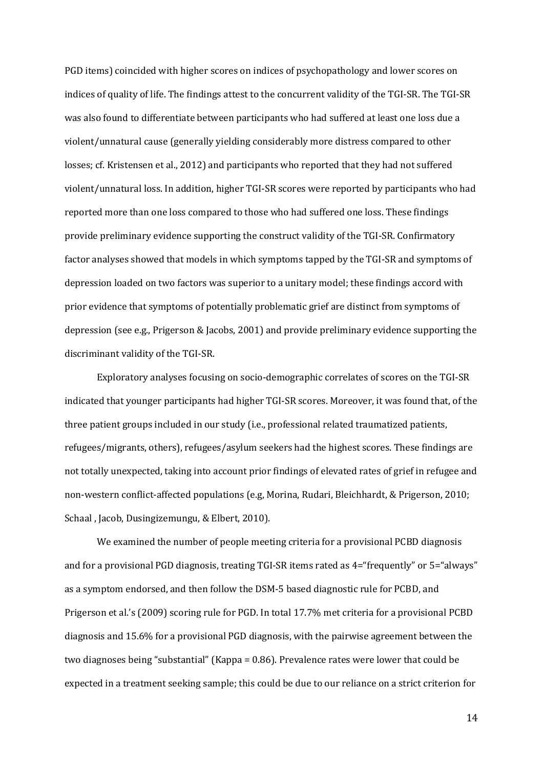PGD items) coincided with higher scores on indices of psychopathology and lower scores on indices of quality of life. The findings attest to the concurrent validity of the TGI-SR. The TGI-SR was also found to differentiate between participants who had suffered at least one loss due a violent/unnatural cause (generally yielding considerably more distress compared to other losses; cf. Kristensen et al., 2012) and participants who reported that they had not suffered violent/unnatural loss. In addition, higher TGI-SR scores were reported by participants who had reported more than one loss compared to those who had suffered one loss. These findings provide preliminary evidence supporting the construct validity of the TGI-SR. Confirmatory factor analyses showed that models in which symptoms tapped by the TGI-SR and symptoms of depression loaded on two factors was superior to a unitary model; these findings accord with prior evidence that symptoms of potentially problematic grief are distinct from symptoms of depression (see e.g., Prigerson & Jacobs, 2001) and provide preliminary evidence supporting the discriminant validity of the TGI-SR.

Exploratory analyses focusing on socio-demographic correlates of scores on the TGI-SR indicated that younger participants had higher TGI-SR scores. Moreover, it was found that, of the three patient groups included in our study (i.e., professional related traumatized patients, refugees/migrants, others), refugees/asylum seekers had the highest scores. These findings are not totally unexpected, taking into account prior findings of elevated rates of grief in refugee and non-western conflict-affected populations (e.g, Morina, Rudari, Bleichhardt, & Prigerson, 2010; Schaal , Jacob, Dusingizemungu, & Elbert, 2010).

We examined the number of people meeting criteria for a provisional PCBD diagnosis and for a provisional PGD diagnosis, treating TGI-SR items rated as 4="frequently" or 5="always" as a symptom endorsed, and then follow the DSM-5 based diagnostic rule for PCBD, and Prigerson et al.'s (2009) scoring rule for PGD. In total 17.7% met criteria for a provisional PCBD diagnosis and 15.6% for a provisional PGD diagnosis, with the pairwise agreement between the two diagnoses being "substantial" (Kappa = 0.86). Prevalence rates were lower that could be expected in a treatment seeking sample; this could be due to our reliance on a strict criterion for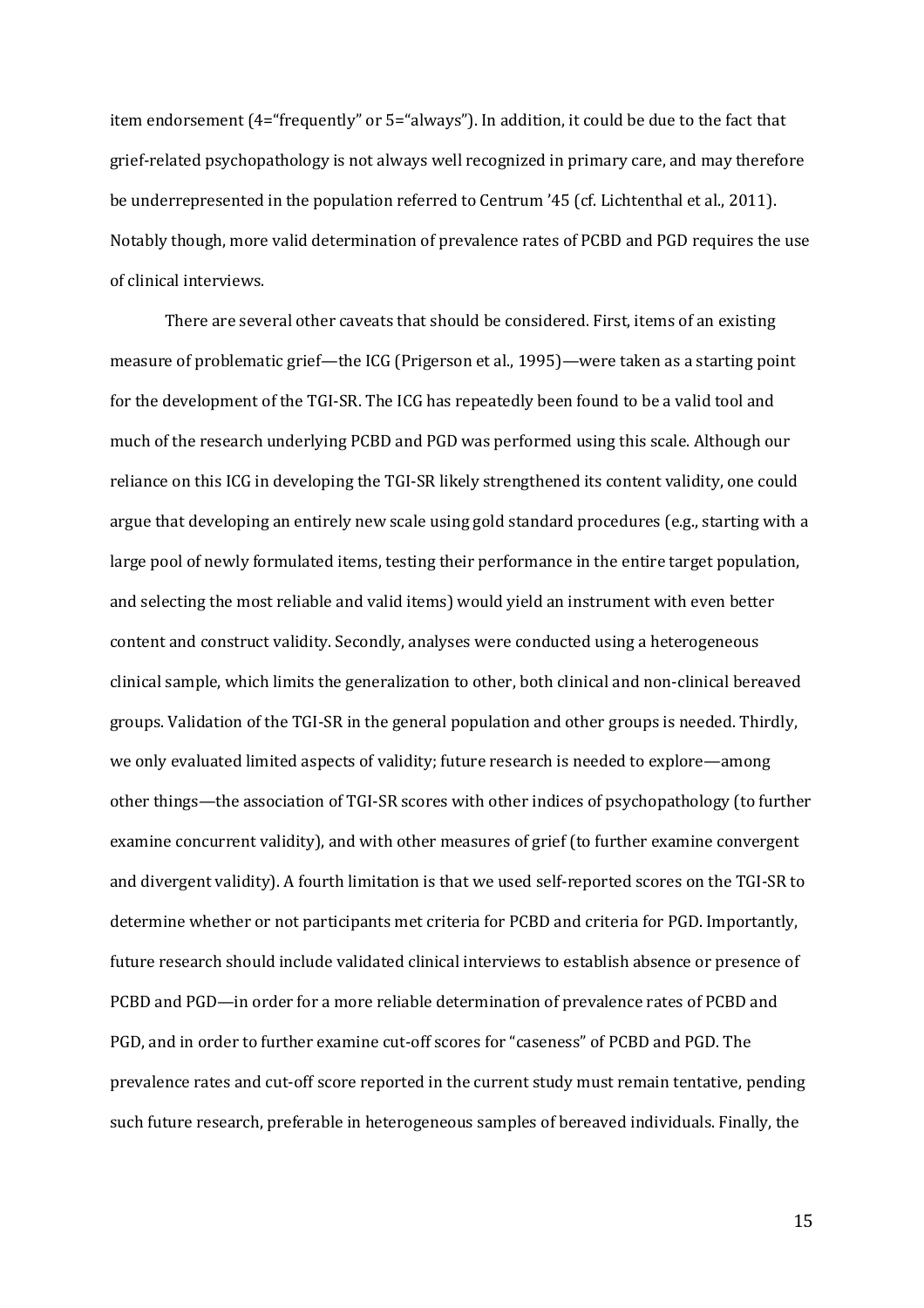item endorsement (4="frequently" or 5="always"). In addition, it could be due to the fact that grief-related psychopathology is not always well recognized in primary care, and may therefore be underrepresented in the population referred to Centrum '45 (cf. Lichtenthal et al., 2011). Notably though, more valid determination of prevalence rates of PCBD and PGD requires the use of clinical interviews.

There are several other caveats that should be considered. First, items of an existing measure of problematic grief—the ICG (Prigerson et al., 1995)—were taken as a starting point for the development of the TGI-SR. The ICG has repeatedly been found to be a valid tool and much of the research underlying PCBD and PGD was performed using this scale. Although our reliance on this ICG in developing the TGI-SR likely strengthened its content validity, one could argue that developing an entirely new scale using gold standard procedures (e.g., starting with a large pool of newly formulated items, testing their performance in the entire target population, and selecting the most reliable and valid items) would yield an instrument with even better content and construct validity. Secondly, analyses were conducted using a heterogeneous clinical sample, which limits the generalization to other, both clinical and non-clinical bereaved groups. Validation of the TGI-SR in the general population and other groups is needed. Thirdly, we only evaluated limited aspects of validity; future research is needed to explore—among other things—the association of TGI-SR scores with other indices of psychopathology (to further examine concurrent validity), and with other measures of grief (to further examine convergent and divergent validity). A fourth limitation is that we used self-reported scores on the TGI-SR to determine whether or not participants met criteria for PCBD and criteria for PGD. Importantly, future research should include validated clinical interviews to establish absence or presence of PCBD and PGD—in order for a more reliable determination of prevalence rates of PCBD and PGD, and in order to further examine cut-off scores for "caseness" of PCBD and PGD. The prevalence rates and cut-off score reported in the current study must remain tentative, pending such future research, preferable in heterogeneous samples of bereaved individuals. Finally, the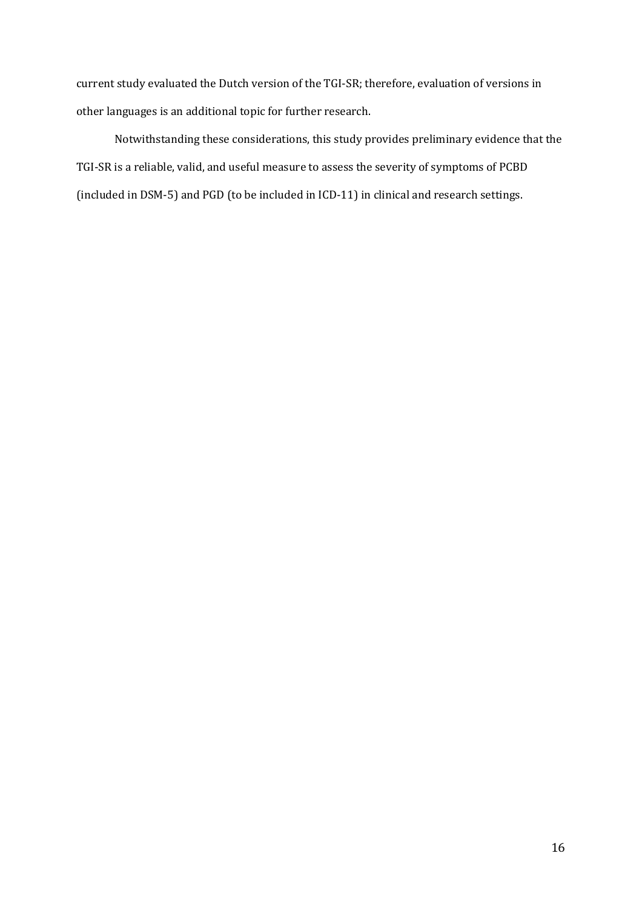current study evaluated the Dutch version of the TGI-SR; therefore, evaluation of versions in other languages is an additional topic for further research.

Notwithstanding these considerations, this study provides preliminary evidence that the TGI-SR is a reliable, valid, and useful measure to assess the severity of symptoms of PCBD (included in DSM-5) and PGD (to be included in ICD-11) in clinical and research settings.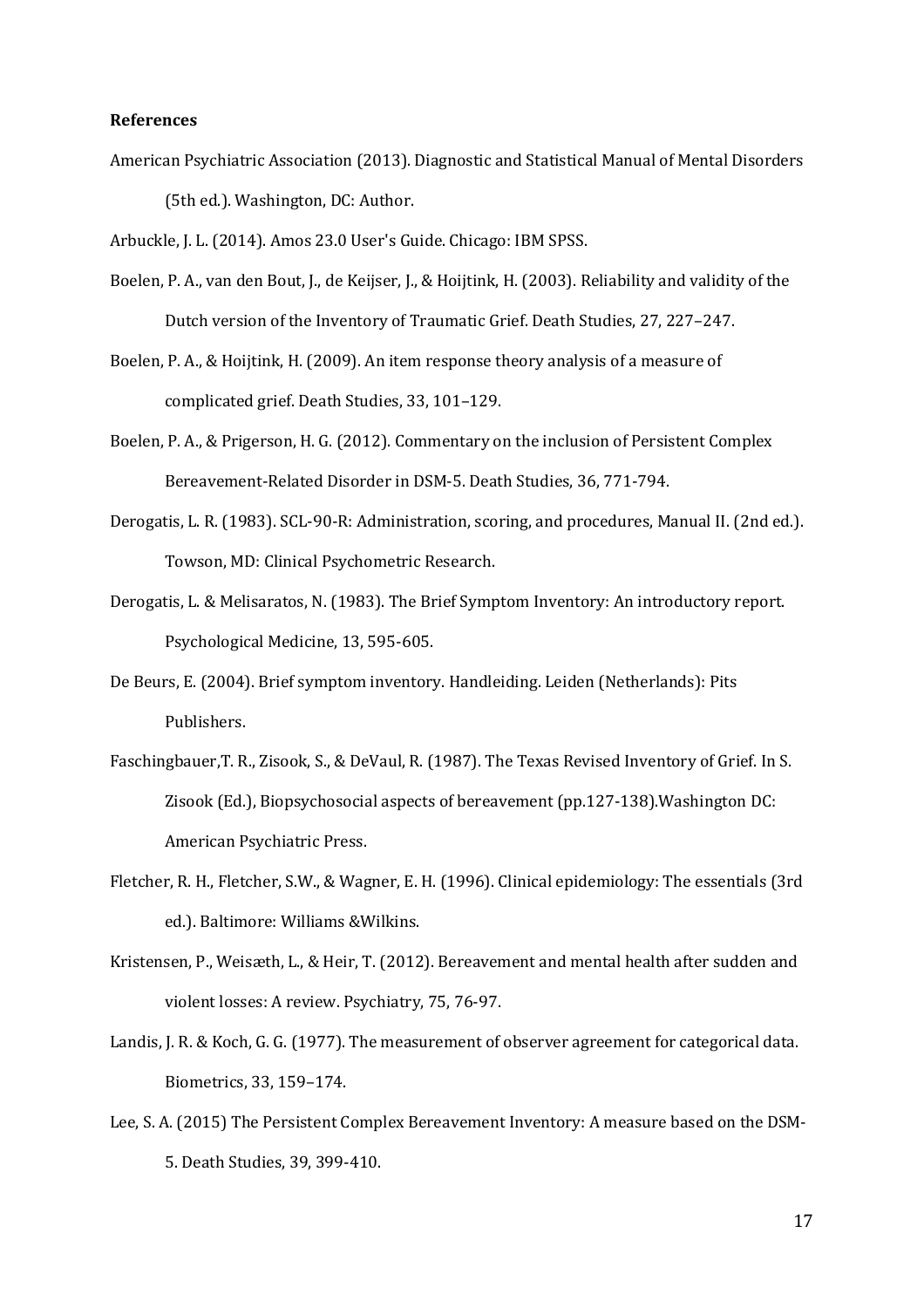**References**

American Psychiatric Association (2013). Diagnostic and Statistical Manual of Mental Disorders (5th ed.). Washington, DC: Author.

Arbuckle, J. L. (2014). Amos 23.0 User's Guide. Chicago: IBM SPSS.

Boelen, P. A., van den Bout, J., de Keijser, J., & Hoijtink, H. (2003). Reliability and validity of the Dutch version of the Inventory of Traumatic Grief. Death Studies, 27, 227–247.

Boelen, P. A., & Hoijtink, H. (2009). An item response theory analysis of a measure of complicated grief. Death Studies, 33, 101–129.

Boelen, P. A., & Prigerson, H. G. (2012). Commentary on the inclusion of Persistent Complex Bereavement-Related Disorder in DSM-5. Death Studies, 36, 771-794.

Derogatis, L. R. (1983). SCL-90-R: Administration, scoring, and procedures, Manual II. (2nd ed.). Towson, MD: Clinical Psychometric Research.

Derogatis, L. & Melisaratos, N. (1983). The Brief Symptom Inventory: An introductory report. Psychological Medicine, 13, 595-605.

De Beurs, E. (2004). Brief symptom inventory. Handleiding. Leiden (Netherlands): Pits Publishers.

Faschingbauer,T. R., Zisook, S., & DeVaul, R. (1987). The Texas Revised Inventory of Grief. In S. Zisook (Ed.), Biopsychosocial aspects of bereavement (pp.127-138).Washington DC: American Psychiatric Press.

Fletcher, R. H., Fletcher, S.W., & Wagner, E. H. (1996). Clinical epidemiology: The essentials (3rd ed.). Baltimore: Williams &Wilkins.

Kristensen, P., Weisæth, L., & Heir, T. (2012). Bereavement and mental health after sudden and violent losses: A review. Psychiatry, 75, 76-97.

Landis, J. R. & Koch, G. G. (1977). The measurement of observer agreement for categorical data. Biometrics, 33, 159–174.

Lee, S. A. (2015) The Persistent Complex Bereavement Inventory: A measure based on the DSM-5. Death Studies, 39, 399-410.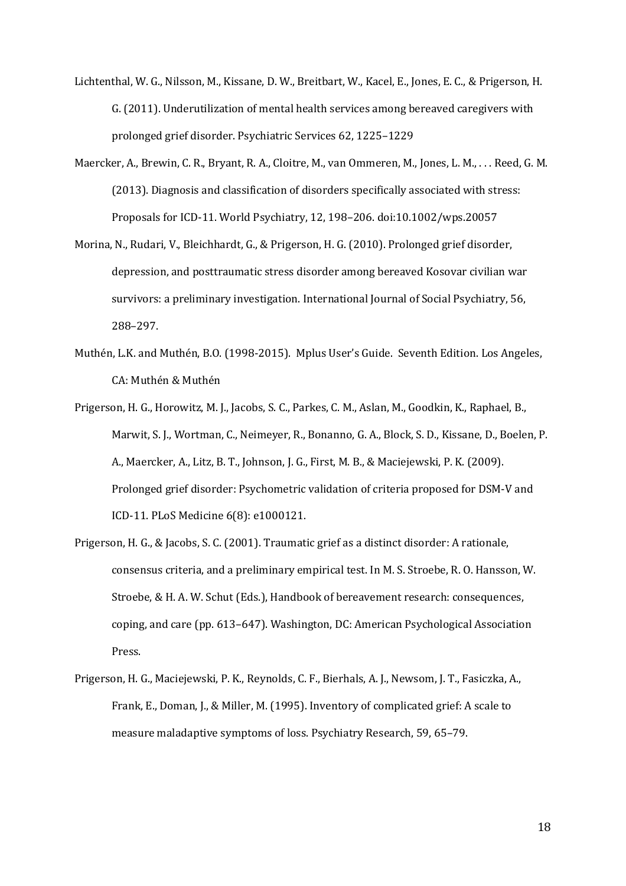Lichtenthal, W. G., Nilsson, M., Kissane, D. W., Breitbart, W., Kacel, E., Jones, E. C., & Prigerson, H. G. (2011). Underutilization of mental health services among bereaved caregivers with prolonged grief disorder. Psychiatric Services 62, 1225–1229

Maercker, A., Brewin, C. R., Bryant, R. A., Cloitre, M., van Ommeren, M., Jones, L. M., . . . Reed, G. M. (2013). Diagnosis and classification of disorders specifically associated with stress: Proposals for ICD-11. World Psychiatry, 12, 198–206. doi:10.1002/wps.20057

Morina, N., Rudari, V., Bleichhardt, G., & Prigerson, H. G. (2010). Prolonged grief disorder, depression, and posttraumatic stress disorder among bereaved Kosovar civilian war survivors: a preliminary investigation. International Journal of Social Psychiatry, 56, 288–297.

Muthén, L.K. and Muthén, B.O. (1998-2015). Mplus User's Guide. Seventh Edition. Los Angeles, CA: Muthén & Muthén

Prigerson, H. G., Horowitz, M. J., Jacobs, S. C., Parkes, C. M., Aslan, M., Goodkin, K., Raphael, B., Marwit, S. J., Wortman, C., Neimeyer, R., Bonanno, G. A., Block, S. D., Kissane, D., Boelen, P. A., Maercker, A., Litz, B. T., Johnson, J. G., First, M. B., & Maciejewski, P. K. (2009). Prolonged grief disorder: Psychometric validation of criteria proposed for DSM-V and ICD-11. PLoS Medicine 6(8): e1000121.

Prigerson, H. G., & Jacobs, S. C. (2001). Traumatic grief as a distinct disorder: A rationale, consensus criteria, and a preliminary empirical test. In M. S. Stroebe, R. O. Hansson, W. Stroebe, & H. A. W. Schut (Eds.), Handbook of bereavement research: consequences, coping, and care (pp. 613–647). Washington, DC: American Psychological Association Press.

Prigerson, H. G., Maciejewski, P. K., Reynolds, C. F., Bierhals, A. J., Newsom, J. T., Fasiczka, A., Frank, E., Doman, J., & Miller, M. (1995). Inventory of complicated grief: A scale to measure maladaptive symptoms of loss. Psychiatry Research, 59, 65–79.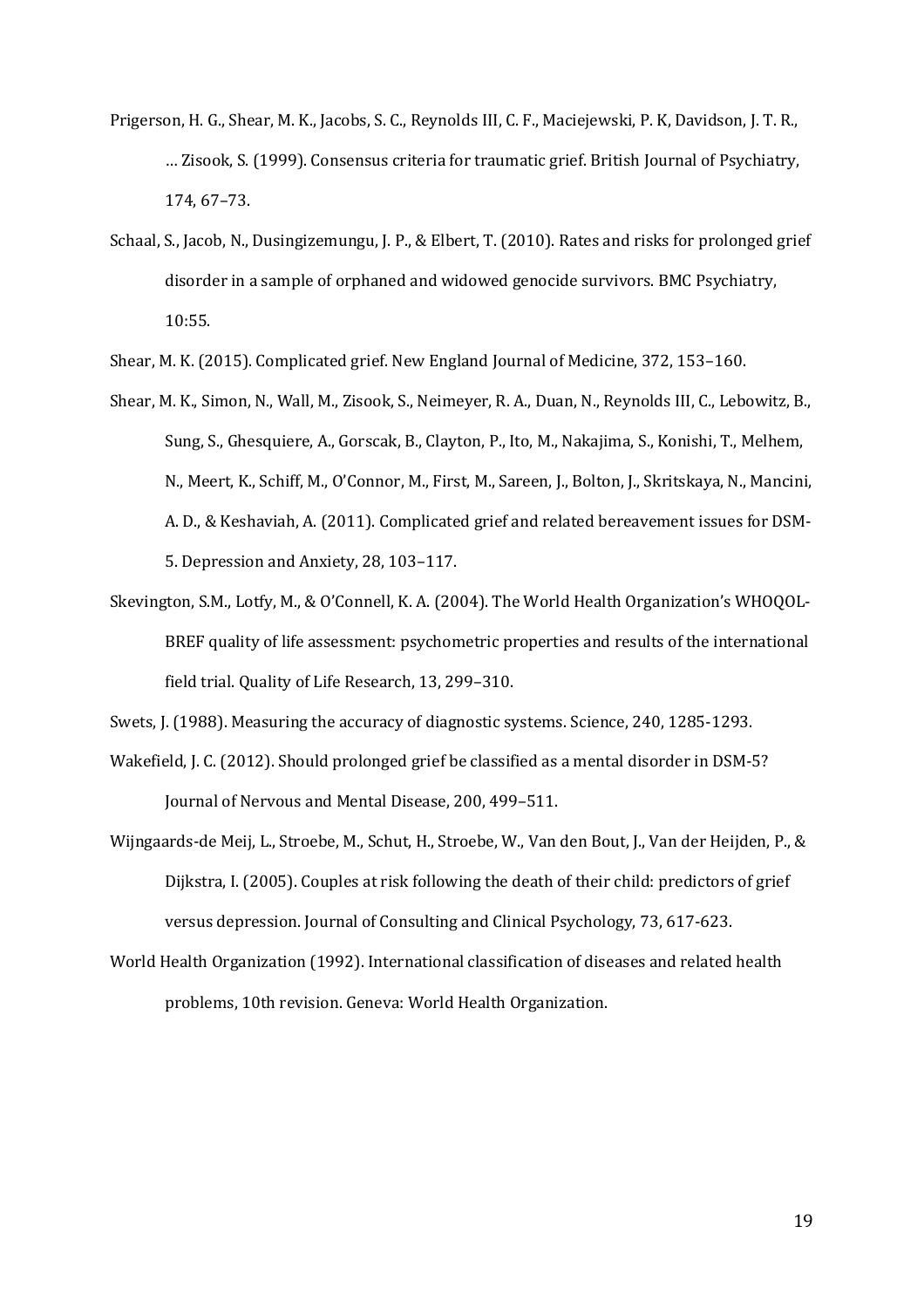Prigerson, H. G., Shear, M. K., Jacobs, S. C., Reynolds III, C. F., Maciejewski, P. K, Davidson, J. T. R., … Zisook, S. (1999). Consensus criteria for traumatic grief. British Journal of Psychiatry, 174, 67–73.

Schaal, S., Jacob, N., Dusingizemungu, J. P., & Elbert, T. (2010). Rates and risks for prolonged grief disorder in a sample of orphaned and widowed genocide survivors. BMC Psychiatry, 10:55.

Shear, M. K. (2015). Complicated grief. New England Journal of Medicine, 372, 153–160.

Shear, M. K., Simon, N., Wall, M., Zisook, S., Neimeyer, R. A., Duan, N., Reynolds III, C., Lebowitz, B., Sung, S., Ghesquiere, A., Gorscak, B., Clayton, P., Ito, M., Nakajima, S., Konishi, T., Melhem, N., Meert, K., Schiff, M., O'Connor, M., First, M., Sareen, J., Bolton, J., Skritskaya, N., Mancini, A. D., & Keshaviah, A. (2011). Complicated grief and related bereavement issues for DSM-5. Depression and Anxiety, 28, 103–117.

Skevington, S.M., Lotfy, M., & O'Connell, K. A. (2004). The World Health Organization's WHOQOL-BREF quality of life assessment: psychometric properties and results of the international field trial. Quality of Life Research, 13, 299–310.

Swets, J. (1988). Measuring the accuracy of diagnostic systems. Science, 240, 1285-1293.

Wakefield, J. C. (2012). Should prolonged grief be classified as a mental disorder in DSM-5? Journal of Nervous and Mental Disease, 200, 499–511.

Wijngaards-de Meij, L., Stroebe, M., Schut, H., Stroebe, W., Van den Bout, J., Van der Heijden, P., & Dijkstra, I. (2005). Couples at risk following the death of their child: predictors of grief versus depression. Journal of Consulting and Clinical Psychology, 73, 617-623.

World Health Organization (1992). International classification of diseases and related health problems, 10th revision. Geneva: World Health Organization.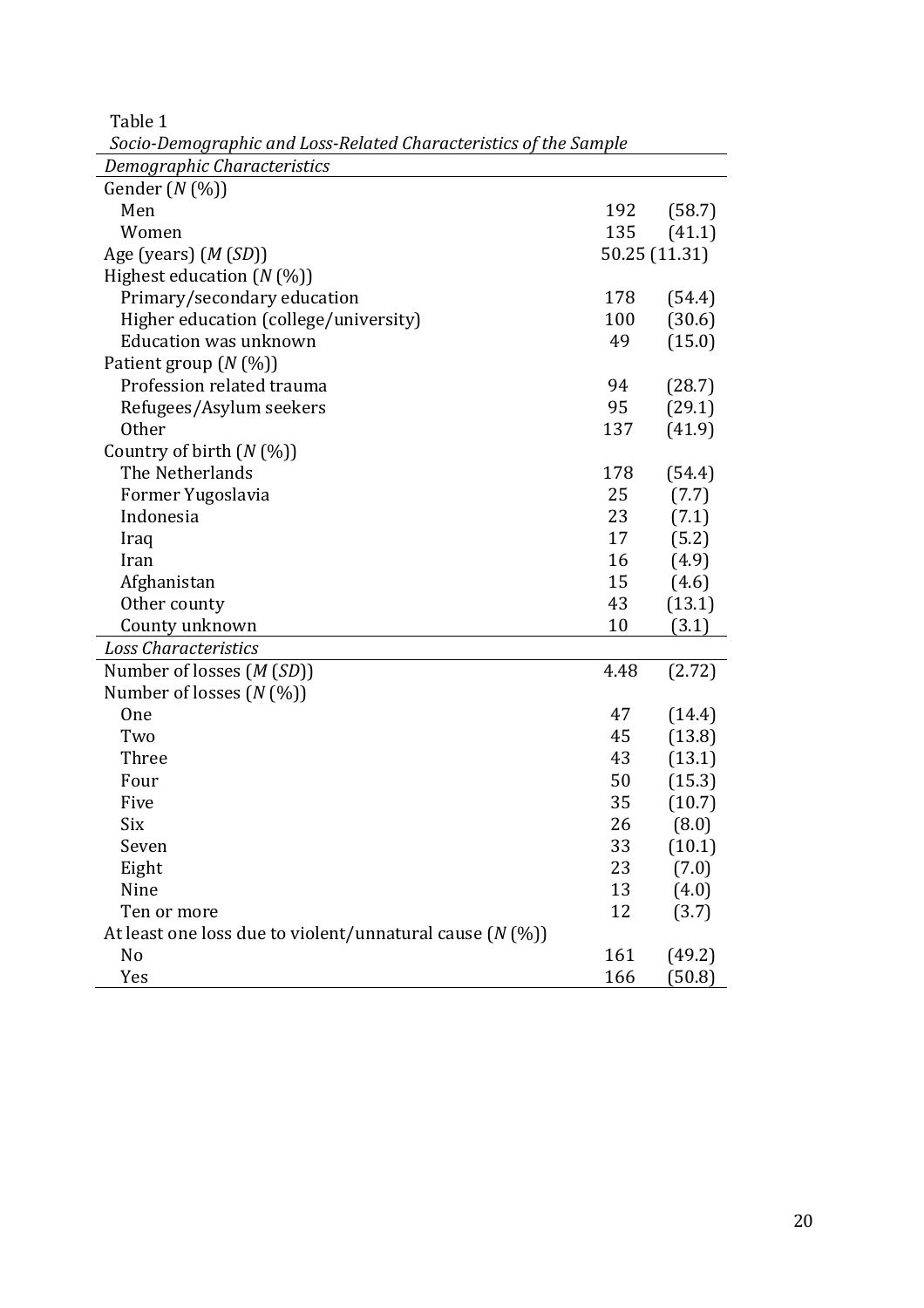Table 1

*Socio-Demographic and Loss-Related Characteristics of the Sample*

| *Demographic Characteristics* | | |
|---|---|---|
| Gender (*N* (%)) | | |
| Men | 192 | (58.7) |
| Women | 135 | (41.1) |
| Age (years) (*M* (*SD*)) | 50.25 (11.31) | |
| Highest education (*N* (%)) | | |
| Primary/secondary education | 178 | (54.4) |
| Higher education (college/university) | 100 | (30.6) |
| Education was unknown | 49 | (15.0) |
| Patient group (*N* (%)) | | |
| Profession related trauma | 94 | (28.7) |
| Refugees/Asylum seekers | 95 | (29.1) |
| Other | 137 | (41.9) |
| Country of birth (*N* (%)) | | |
| The Netherlands | 178 | (54.4) |
| Former Yugoslavia | 25 | (7.7) |
| Indonesia | 23 | (7.1) |
| Iraq | 17 | (5.2) |
| Iran | 16 | (4.9) |
| Afghanistan | 15 | (4.6) |
| Other county | 43 | (13.1) |
| County unknown | 10 | (3.1) |
| *Loss Characteristics* | | |
| Number of losses (*M* (*SD*)) | 4.48 | (2.72) |
| Number of losses (*N* (%)) | | |
| One | 47 | (14.4) |
| Two | 45 | (13.8) |
| Three | 43 | (13.1) |
| Four | 50 | (15.3) |
| Five | 35 | (10.7) |
| Six | 26 | (8.0) |
| Seven | 33 | (10.1) |
| Eight | 23 | (7.0) |
| Nine | 13 | (4.0) |
| Ten or more | 12 | (3.7) |
| At least one loss due to violent/unnatural cause (*N* (%)) | | |
| No | 161 | (49.2) |
| Yes | 166 | (50.8) |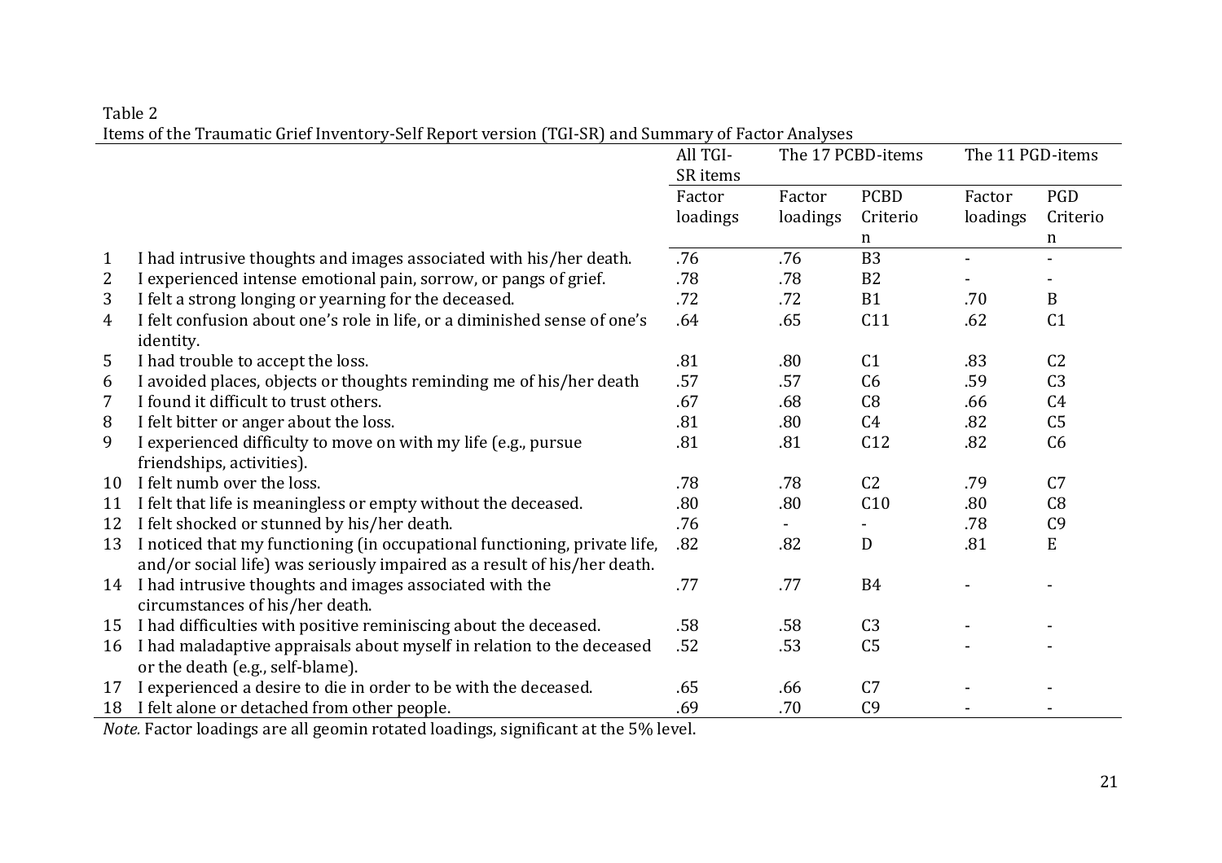Table 2

Items of the Traumatic Grief Inventory-Self Report version (TGI-SR) and Summary of Factor Analyses

| | | All TGI-SR items | The 17 PCBD-items | | The 11 PGD-items | |
|---|---|---|---|---|---|---|
| | | Factor loadings | Factor loadings | PCBD Criterion | Factor loadings | PGD Criterion |
| 1 | I had intrusive thoughts and images associated with his/her death. | .76 | .76 | B3 | - | - |
| 2 | I experienced intense emotional pain, sorrow, or pangs of grief. | .78 | .78 | B2 | - | - |
| 3 | I felt a strong longing or yearning for the deceased. | .72 | .72 | B1 | .70 | B |
| 4 | I felt confusion about one's role in life, or a diminished sense of one's identity. | .64 | .65 | C11 | .62 | C1 |
| 5 | I had trouble to accept the loss. | .81 | .80 | C1 | .83 | C2 |
| 6 | I avoided places, objects or thoughts reminding me of his/her death | .57 | .57 | C6 | .59 | C3 |
| 7 | I found it difficult to trust others. | .67 | .68 | C8 | .66 | C4 |
| 8 | I felt bitter or anger about the loss. | .81 | .80 | C4 | .82 | C5 |
| 9 | I experienced difficulty to move on with my life (e.g., pursue friendships, activities). | .81 | .81 | C12 | .82 | C6 |
| 10 | I felt numb over the loss. | .78 | .78 | C2 | .79 | C7 |
| 11 | I felt that life is meaningless or empty without the deceased. | .80 | .80 | C10 | .80 | C8 |
| 12 | I felt shocked or stunned by his/her death. | .76 | - | - | .78 | C9 |
| 13 | I noticed that my functioning (in occupational functioning, private life, and/or social life) was seriously impaired as a result of his/her death. | .82 | .82 | D | .81 | E |
| 14 | I had intrusive thoughts and images associated with the circumstances of his/her death. | .77 | .77 | B4 | - | - |
| 15 | I had difficulties with positive reminiscing about the deceased. | .58 | .58 | C3 | - | - |
| 16 | I had maladaptive appraisals about myself in relation to the deceased or the death (e.g., self-blame). | .52 | .53 | C5 | - | - |
| 17 | I experienced a desire to die in order to be with the deceased. | .65 | .66 | C7 | - | - |
| 18 | I felt alone or detached from other people. | .69 | .70 | C9 | - | - |

*Note.* Factor loadings are all geomin rotated loadings, significant at the 5% level.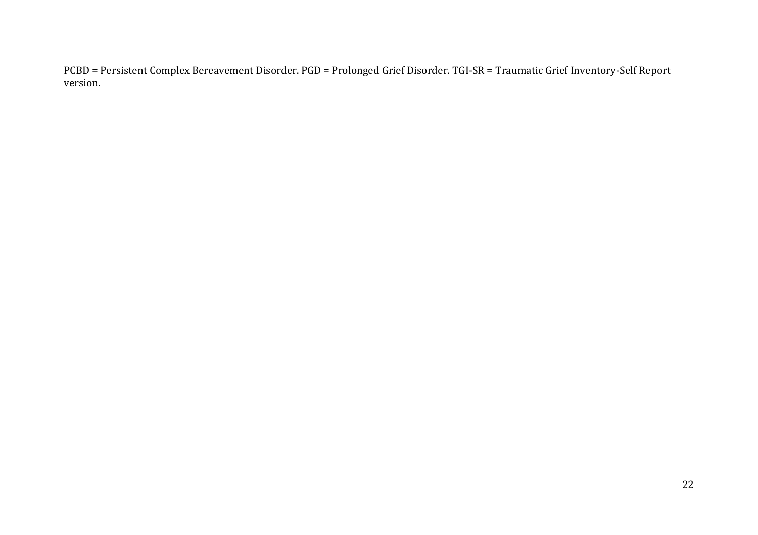PCBD = Persistent Complex Bereavement Disorder. PGD = Prolonged Grief Disorder. TGI-SR = Traumatic Grief Inventory-Self Report version.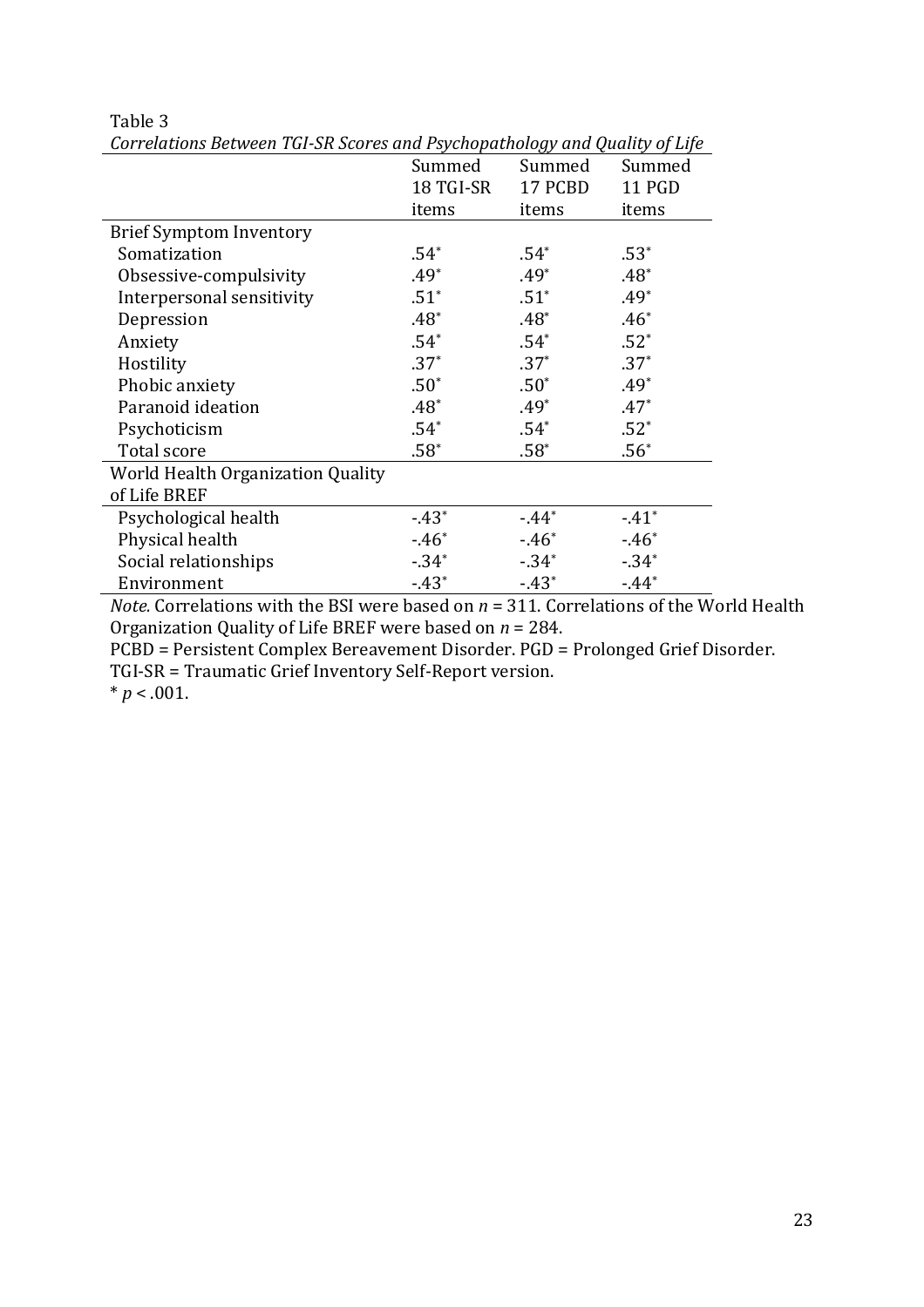Table 3

*Correlations Between TGI-SR Scores and Psychopathology and Quality of Life*

| | Summed 18 TGI-SR items | Summed 17 PCBD items | Summed 11 PGD items |
|---|---|---|---|
| Brief Symptom Inventory | | | |
| Somatization | .54* | .54* | .53* |
| Obsessive-compulsivity | .49* | .49* | .48* |
| Interpersonal sensitivity | .51* | .51* | .49* |
| Depression | .48* | .48* | .46* |
| Anxiety | .54* | .54* | .52* |
| Hostility | .37* | .37* | .37* |
| Phobic anxiety | .50* | .50* | .49* |
| Paranoid ideation | .48* | .49* | .47* |
| Psychoticism | .54* | .54* | .52* |
| Total score | .58* | .58* | .56* |
| World Health Organization Quality of Life BREF | | | |
| Psychological health | -.43* | -.44* | -.41* |
| Physical health | -.46* | -.46* | -.46* |
| Social relationships | -.34* | -.34* | -.34* |
| Environment | -.43* | -.43* | -.44* |

*Note.* Correlations with the BSI were based on $n$ = 311. Correlations of the World Health Organization Quality of Life BREF were based on $n$ = 284.

PCBD = Persistent Complex Bereavement Disorder. PGD = Prolonged Grief Disorder.

TGI-SR = Traumatic Grief Inventory Self-Report version.

* $p < .001$.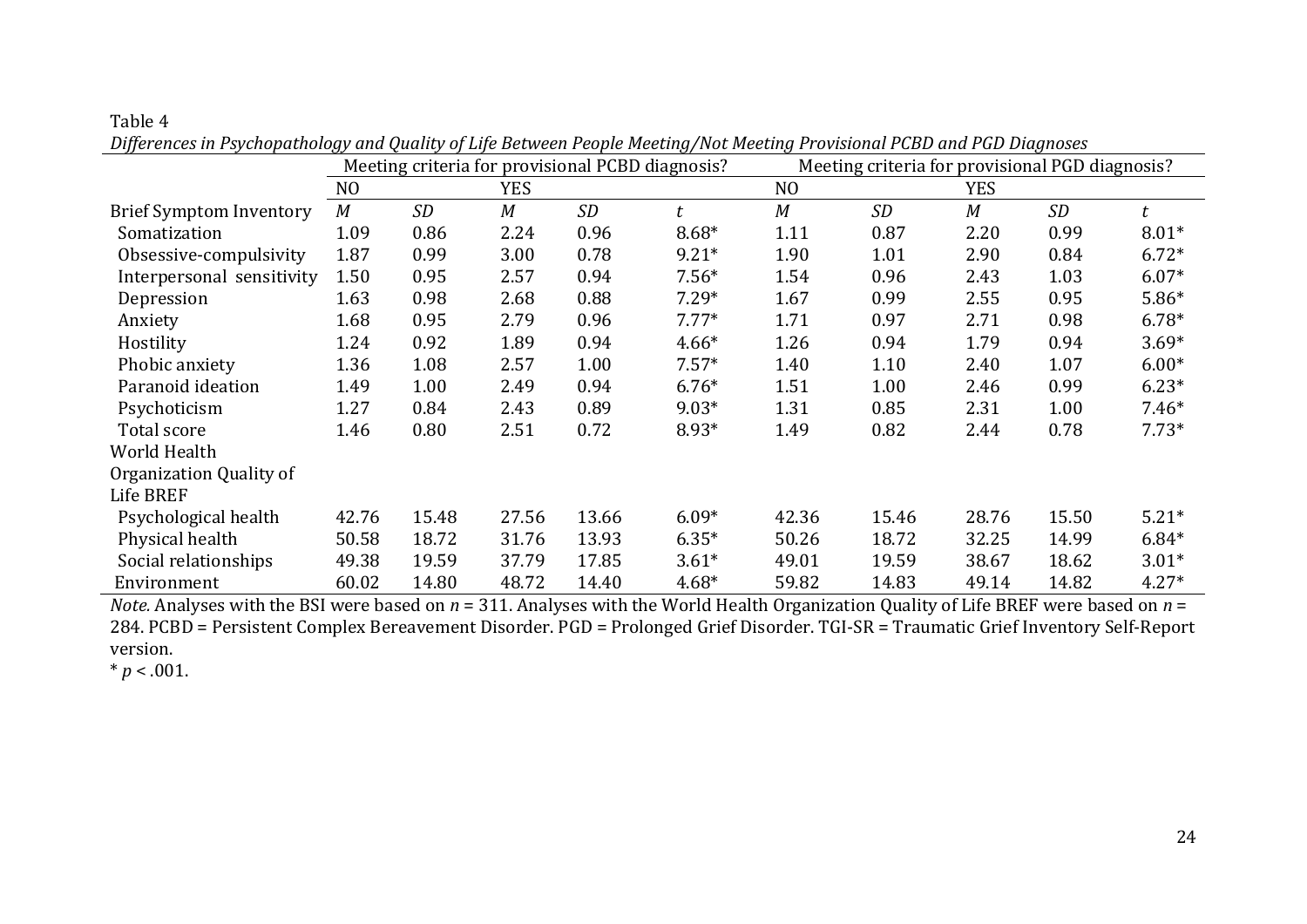Table 4

*Differences in Psychopathology and Quality of Life Between People Meeting/Not Meeting Provisional PCBD and PGD Diagnoses*

| | Meeting criteria for provisional PCBD diagnosis? | | | | | Meeting criteria for provisional PGD diagnosis? | | | | |
|---|---|---|---|---|---|---|---|---|---|---|
| | NO | | YES | | | NO | | YES | | |
| Brief Symptom Inventory | *M* | *SD* | *M* | *SD* | *t* | *M* | *SD* | *M* | *SD* | *t* |
| Somatization | 1.09 | 0.86 | 2.24 | 0.96 | 8.68* | 1.11 | 0.87 | 2.20 | 0.99 | 8.01* |
| Obsessive-compulsivity | 1.87 | 0.99 | 3.00 | 0.78 | 9.21* | 1.90 | 1.01 | 2.90 | 0.84 | 6.72* |
| Interpersonal sensitivity | 1.50 | 0.95 | 2.57 | 0.94 | 7.56* | 1.54 | 0.96 | 2.43 | 1.03 | 6.07* |
| Depression | 1.63 | 0.98 | 2.68 | 0.88 | 7.29* | 1.67 | 0.99 | 2.55 | 0.95 | 5.86* |
| Anxiety | 1.68 | 0.95 | 2.79 | 0.96 | 7.77* | 1.71 | 0.97 | 2.71 | 0.98 | 6.78* |
| Hostility | 1.24 | 0.92 | 1.89 | 0.94 | 4.66* | 1.26 | 0.94 | 1.79 | 0.94 | 3.69* |
| Phobic anxiety | 1.36 | 1.08 | 2.57 | 1.00 | 7.57* | 1.40 | 1.10 | 2.40 | 1.07 | 6.00* |
| Paranoid ideation | 1.49 | 1.00 | 2.49 | 0.94 | 6.76* | 1.51 | 1.00 | 2.46 | 0.99 | 6.23* |
| Psychoticism | 1.27 | 0.84 | 2.43 | 0.89 | 9.03* | 1.31 | 0.85 | 2.31 | 1.00 | 7.46* |
| Total score | 1.46 | 0.80 | 2.51 | 0.72 | 8.93* | 1.49 | 0.82 | 2.44 | 0.78 | 7.73* |
| World Health Organization Quality of Life BREF | | | | | | | | | | |
| Psychological health | 42.76 | 15.48 | 27.56 | 13.66 | 6.09* | 42.36 | 15.46 | 28.76 | 15.50 | 5.21* |
| Physical health | 50.58 | 18.72 | 31.76 | 13.93 | 6.35* | 50.26 | 18.72 | 32.25 | 14.99 | 6.84* |
| Social relationships | 49.38 | 19.59 | 37.79 | 17.85 | 3.61* | 49.01 | 19.59 | 38.67 | 18.62 | 3.01* |
| Environment | 60.02 | 14.80 | 48.72 | 14.40 | 4.68* | 59.82 | 14.83 | 49.14 | 14.82 | 4.27* |

*Note.* Analyses with the BSI were based on $n$ = 311. Analyses with the World Health Organization Quality of Life BREF were based on $n$ = 284. PCBD = Persistent Complex Bereavement Disorder. PGD = Prolonged Grief Disorder. TGI-SR = Traumatic Grief Inventory Self-Report version.

\* $p < .001$.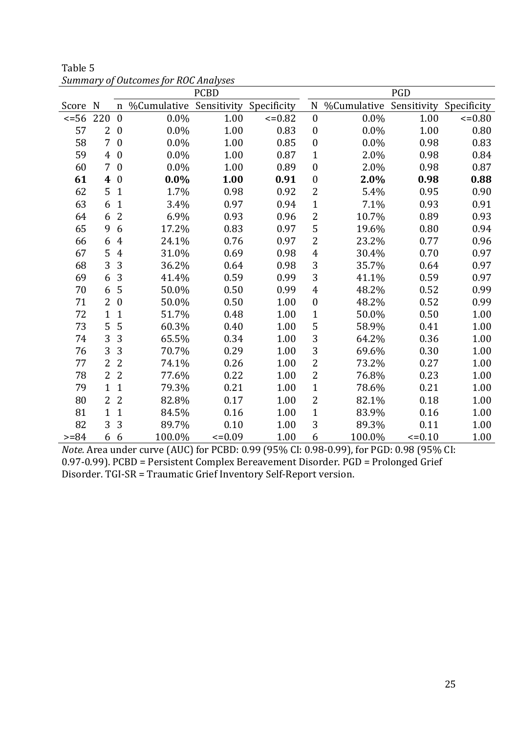Table 5

*Summary of Outcomes for ROC Analyses*

| | | PCBD | | | | PGD | | | |
|---|---|---|---|---|---|---|---|---|---|
| Score | N | n | %Cumulative | Sensitivity | Specificity | N | %Cumulative | Sensitivity | Specificity |
| <=56 | 220 | 0 | 0.0% | 1.00 | <=0.82 | 0 | 0.0% | 1.00 | <=0.80 |
| 57 | 2 | 0 | 0.0% | 1.00 | 0.83 | 0 | 0.0% | 1.00 | 0.80 |
| 58 | 7 | 0 | 0.0% | 1.00 | 0.85 | 0 | 0.0% | 0.98 | 0.83 |
| 59 | 4 | 0 | 0.0% | 1.00 | 0.87 | 1 | 2.0% | 0.98 | 0.84 |
| 60 | 7 | 0 | 0.0% | 1.00 | 0.89 | 0 | 2.0% | 0.98 | 0.87 |
| **61** | **4** | 0 | **0.0%** | **1.00** | **0.91** | 0 | **2.0%** | **0.98** | **0.88** |
| 62 | 5 | 1 | 1.7% | 0.98 | 0.92 | 2 | 5.4% | 0.95 | 0.90 |
| 63 | 6 | 1 | 3.4% | 0.97 | 0.94 | 1 | 7.1% | 0.93 | 0.91 |
| 64 | 6 | 2 | 6.9% | 0.93 | 0.96 | 2 | 10.7% | 0.89 | 0.93 |
| 65 | 9 | 6 | 17.2% | 0.83 | 0.97 | 5 | 19.6% | 0.80 | 0.94 |
| 66 | 6 | 4 | 24.1% | 0.76 | 0.97 | 2 | 23.2% | 0.77 | 0.96 |
| 67 | 5 | 4 | 31.0% | 0.69 | 0.98 | 4 | 30.4% | 0.70 | 0.97 |
| 68 | 3 | 3 | 36.2% | 0.64 | 0.98 | 3 | 35.7% | 0.64 | 0.97 |
| 69 | 6 | 3 | 41.4% | 0.59 | 0.99 | 3 | 41.1% | 0.59 | 0.97 |
| 70 | 6 | 5 | 50.0% | 0.50 | 0.99 | 4 | 48.2% | 0.52 | 0.99 |
| 71 | 2 | 0 | 50.0% | 0.50 | 1.00 | 0 | 48.2% | 0.52 | 0.99 |
| 72 | 1 | 1 | 51.7% | 0.48 | 1.00 | 1 | 50.0% | 0.50 | 1.00 |
| 73 | 5 | 5 | 60.3% | 0.40 | 1.00 | 5 | 58.9% | 0.41 | 1.00 |
| 74 | 3 | 3 | 65.5% | 0.34 | 1.00 | 3 | 64.2% | 0.36 | 1.00 |
| 76 | 3 | 3 | 70.7% | 0.29 | 1.00 | 3 | 69.6% | 0.30 | 1.00 |
| 77 | 2 | 2 | 74.1% | 0.26 | 1.00 | 2 | 73.2% | 0.27 | 1.00 |
| 78 | 2 | 2 | 77.6% | 0.22 | 1.00 | 2 | 76.8% | 0.23 | 1.00 |
| 79 | 1 | 1 | 79.3% | 0.21 | 1.00 | 1 | 78.6% | 0.21 | 1.00 |
| 80 | 2 | 2 | 82.8% | 0.17 | 1.00 | 2 | 82.1% | 0.18 | 1.00 |
| 81 | 1 | 1 | 84.5% | 0.16 | 1.00 | 1 | 83.9% | 0.16 | 1.00 |
| 82 | 3 | 3 | 89.7% | 0.10 | 1.00 | 3 | 89.3% | 0.11 | 1.00 |
| >=84 | 6 | 6 | 100.0% | <=0.09 | 1.00 | 6 | 100.0% | <=0.10 | 1.00 |

*Note.* Area under curve (AUC) for PCBD: 0.99 (95% CI: 0.98-0.99), for PGD: 0.98 (95% CI: 0.97-0.99). PCBD = Persistent Complex Bereavement Disorder. PGD = Prolonged Grief Disorder. TGI-SR = Traumatic Grief Inventory Self-Report version.